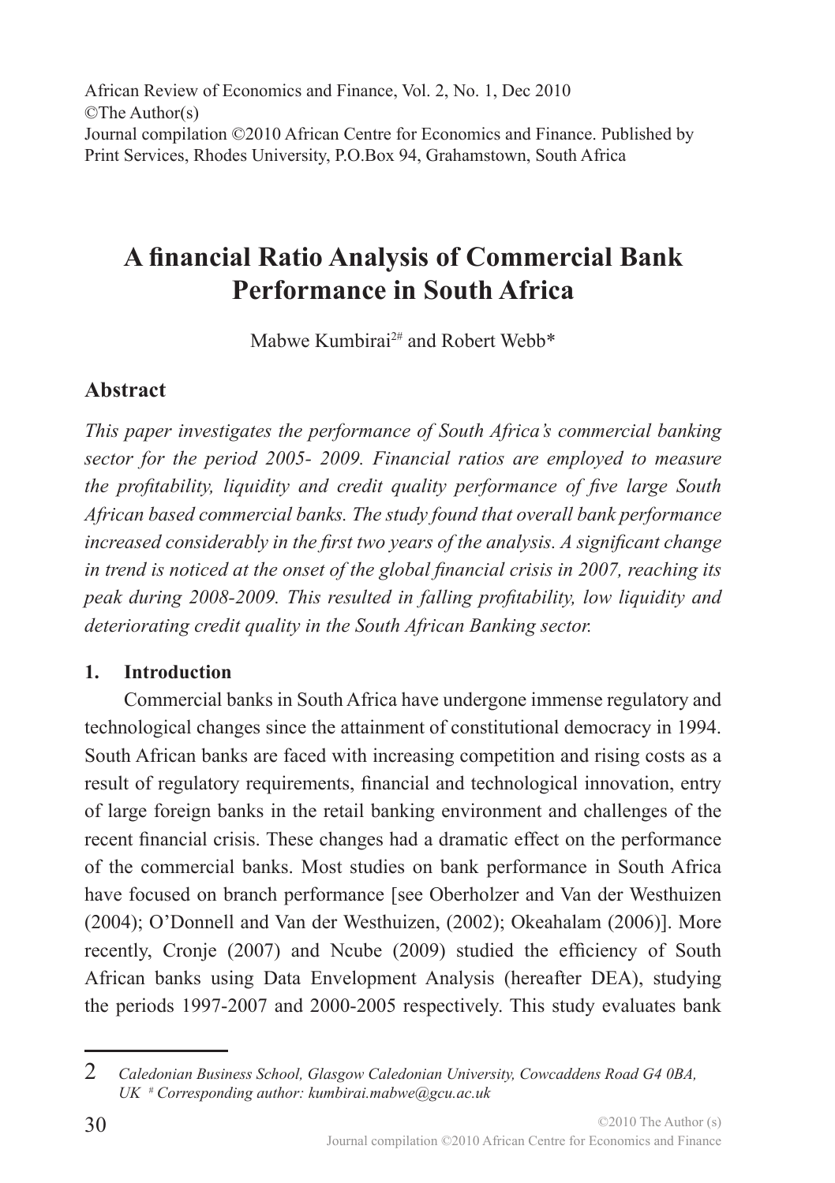African Review of Economics and Finance, Vol. 2, No. 1, Dec 2010
©The Author(s)
Journal compilation ©2010 African Centre for Economics and Finance. Published by Print Services, Rhodes University, P.O.Box 94, Grahamstown, South Africa

# A financial Ratio Analysis of Commercial Bank Performance in South Africa

Mabwe Kumbirai[2#] and Robert Webb*

## Abstract

*This paper investigates the performance of South Africa's commercial banking sector for the period 2005- 2009. Financial ratios are employed to measure the profitability, liquidity and credit quality performance of five large South African based commercial banks. The study found that overall bank performance increased considerably in the first two years of the analysis. A significant change in trend is noticed at the onset of the global financial crisis in 2007, reaching its peak during 2008-2009. This resulted in falling profitability, low liquidity and deteriorating credit quality in the South African Banking sector.*

## 1. Introduction

Commercial banks in South Africa have undergone immense regulatory and technological changes since the attainment of constitutional democracy in 1994. South African banks are faced with increasing competition and rising costs as a result of regulatory requirements, financial and technological innovation, entry of large foreign banks in the retail banking environment and challenges of the recent financial crisis. These changes had a dramatic effect on the performance of the commercial banks. Most studies on bank performance in South Africa have focused on branch performance [see Oberholzer and Van der Westhuizen (2004); O'Donnell and Van der Westhuizen, (2002); Okeahalam (2006)]. More recently, Cronje (2007) and Ncube (2009) studied the efficiency of South African banks using Data Envelopment Analysis (hereafter DEA), studying the periods 1997-2007 and 2000-2005 respectively. This study evaluates bank

---

2 *Caledonian Business School, Glasgow Caledonian University, Cowcaddens Road G4 0BA, UK # Corresponding author: kumbirai.mabwe@gcu.ac.uk*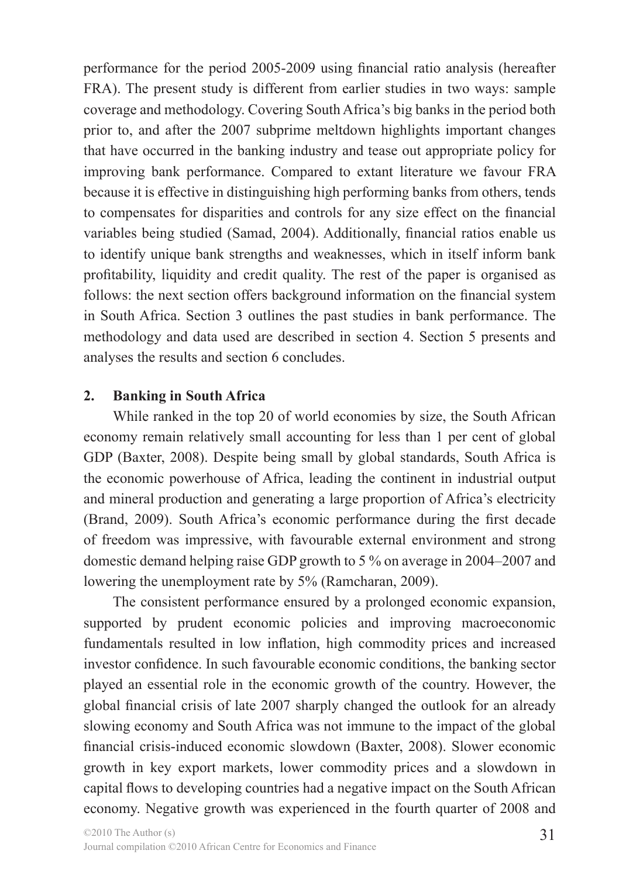performance for the period 2005-2009 using financial ratio analysis (hereafter FRA). The present study is different from earlier studies in two ways: sample coverage and methodology. Covering South Africa's big banks in the period both prior to, and after the 2007 subprime meltdown highlights important changes that have occurred in the banking industry and tease out appropriate policy for improving bank performance. Compared to extant literature we favour FRA because it is effective in distinguishing high performing banks from others, tends to compensates for disparities and controls for any size effect on the financial variables being studied (Samad, 2004). Additionally, financial ratios enable us to identify unique bank strengths and weaknesses, which in itself inform bank profitability, liquidity and credit quality. The rest of the paper is organised as follows: the next section offers background information on the financial system in South Africa. Section 3 outlines the past studies in bank performance. The methodology and data used are described in section 4. Section 5 presents and analyses the results and section 6 concludes.

## 2. Banking in South Africa

While ranked in the top 20 of world economies by size, the South African economy remain relatively small accounting for less than 1 per cent of global GDP (Baxter, 2008). Despite being small by global standards, South Africa is the economic powerhouse of Africa, leading the continent in industrial output and mineral production and generating a large proportion of Africa's electricity (Brand, 2009). South Africa's economic performance during the first decade of freedom was impressive, with favourable external environment and strong domestic demand helping raise GDP growth to 5 % on average in 2004–2007 and lowering the unemployment rate by 5% (Ramcharan, 2009).

The consistent performance ensured by a prolonged economic expansion, supported by prudent economic policies and improving macroeconomic fundamentals resulted in low inflation, high commodity prices and increased investor confidence. In such favourable economic conditions, the banking sector played an essential role in the economic growth of the country. However, the global financial crisis of late 2007 sharply changed the outlook for an already slowing economy and South Africa was not immune to the impact of the global financial crisis-induced economic slowdown (Baxter, 2008). Slower economic growth in key export markets, lower commodity prices and a slowdown in capital flows to developing countries had a negative impact on the South African economy. Negative growth was experienced in the fourth quarter of 2008 and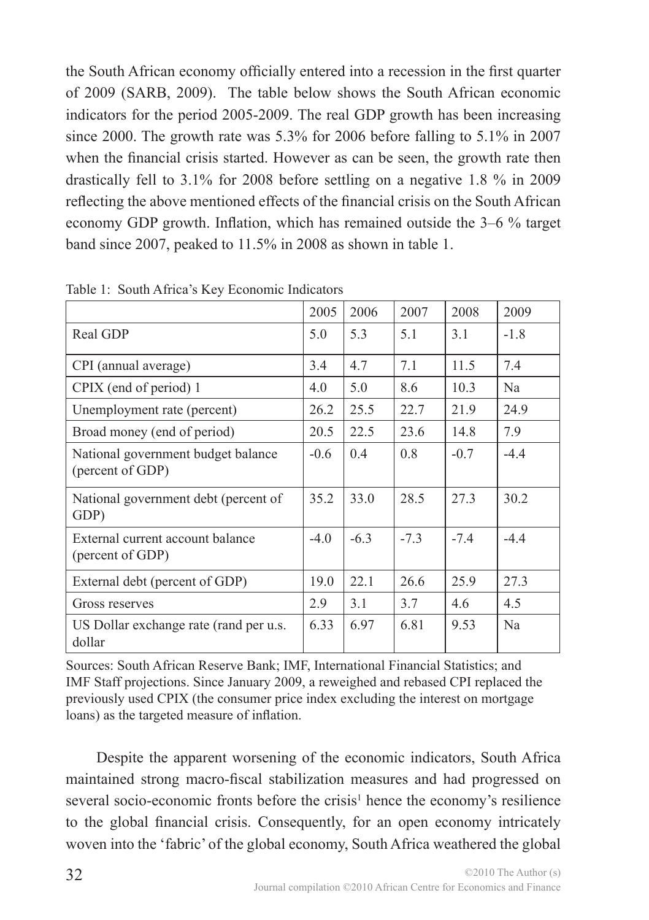the South African economy officially entered into a recession in the first quarter of 2009 (SARB, 2009). The table below shows the South African economic indicators for the period 2005-2009. The real GDP growth has been increasing since 2000. The growth rate was 5.3% for 2006 before falling to 5.1% in 2007 when the financial crisis started. However as can be seen, the growth rate then drastically fell to 3.1% for 2008 before settling on a negative 1.8 % in 2009 reflecting the above mentioned effects of the financial crisis on the South African economy GDP growth. Inflation, which has remained outside the 3–6 % target band since 2007, peaked to 11.5% in 2008 as shown in table 1.

Table 1: South Africa's Key Economic Indicators

| | 2005 | 2006 | 2007 | 2008 | 2009 |
|---|---|---|---|---|---|
| Real GDP | 5.0 | 5.3 | 5.1 | 3.1 | -1.8 |
| CPI (annual average) | 3.4 | 4.7 | 7.1 | 11.5 | 7.4 |
| CPIX (end of period) 1 | 4.0 | 5.0 | 8.6 | 10.3 | Na |
| Unemployment rate (percent) | 26.2 | 25.5 | 22.7 | 21.9 | 24.9 |
| Broad money (end of period) | 20.5 | 22.5 | 23.6 | 14.8 | 7.9 |
| National government budget balance (percent of GDP) | -0.6 | 0.4 | 0.8 | -0.7 | -4.4 |
| National government debt (percent of GDP) | 35.2 | 33.0 | 28.5 | 27.3 | 30.2 |
| External current account balance (percent of GDP) | -4.0 | -6.3 | -7.3 | -7.4 | -4.4 |
| External debt (percent of GDP) | 19.0 | 22.1 | 26.6 | 25.9 | 27.3 |
| Gross reserves | 2.9 | 3.1 | 3.7 | 4.6 | 4.5 |
| US Dollar exchange rate (rand per u.s. dollar | 6.33 | 6.97 | 6.81 | 9.53 | Na |

Sources: South African Reserve Bank; IMF, International Financial Statistics; and IMF Staff projections. Since January 2009, a reweighed and rebased CPI replaced the previously used CPIX (the consumer price index excluding the interest on mortgage loans) as the targeted measure of inflation.

Despite the apparent worsening of the economic indicators, South Africa maintained strong macro-fiscal stabilization measures and had progressed on several socio-economic fronts before the crisis[1] hence the economy's resilience to the global financial crisis. Consequently, for an open economy intricately woven into the 'fabric' of the global economy, South Africa weathered the global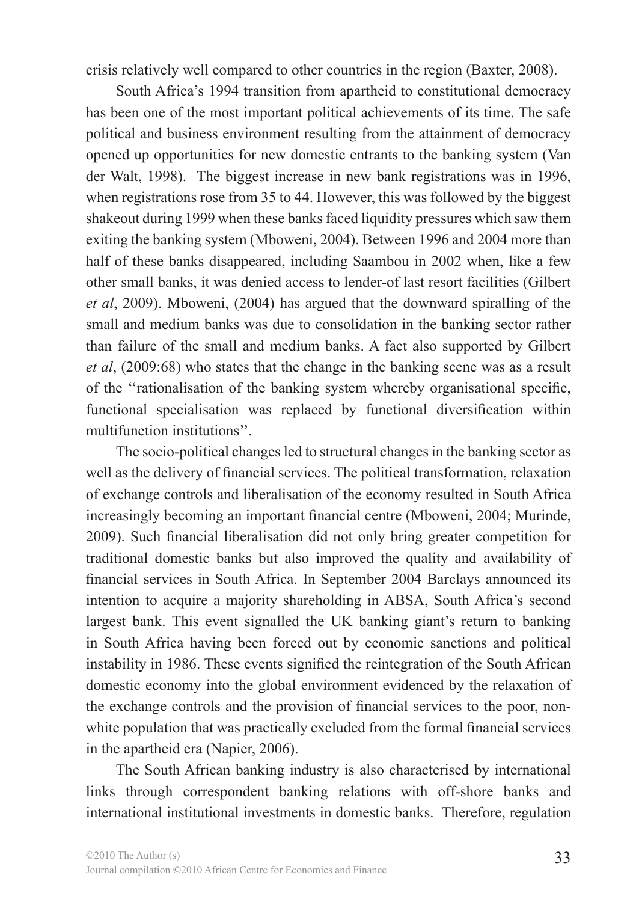crisis relatively well compared to other countries in the region (Baxter, 2008).

South Africa's 1994 transition from apartheid to constitutional democracy has been one of the most important political achievements of its time. The safe political and business environment resulting from the attainment of democracy opened up opportunities for new domestic entrants to the banking system (Van der Walt, 1998). The biggest increase in new bank registrations was in 1996, when registrations rose from 35 to 44. However, this was followed by the biggest shakeout during 1999 when these banks faced liquidity pressures which saw them exiting the banking system (Mboweni, 2004). Between 1996 and 2004 more than half of these banks disappeared, including Saambou in 2002 when, like a few other small banks, it was denied access to lender-of last resort facilities (Gilbert *et al*, 2009). Mboweni, (2004) has argued that the downward spiralling of the small and medium banks was due to consolidation in the banking sector rather than failure of the small and medium banks. A fact also supported by Gilbert *et al*, (2009:68) who states that the change in the banking scene was as a result of the ''rationalisation of the banking system whereby organisational specific, functional specialisation was replaced by functional diversification within multifunction institutions''.

The socio-political changes led to structural changes in the banking sector as well as the delivery of financial services. The political transformation, relaxation of exchange controls and liberalisation of the economy resulted in South Africa increasingly becoming an important financial centre (Mboweni, 2004; Murinde, 2009). Such financial liberalisation did not only bring greater competition for traditional domestic banks but also improved the quality and availability of financial services in South Africa. In September 2004 Barclays announced its intention to acquire a majority shareholding in ABSA, South Africa's second largest bank. This event signalled the UK banking giant's return to banking in South Africa having been forced out by economic sanctions and political instability in 1986. These events signified the reintegration of the South African domestic economy into the global environment evidenced by the relaxation of the exchange controls and the provision of financial services to the poor, non-white population that was practically excluded from the formal financial services in the apartheid era (Napier, 2006).

The South African banking industry is also characterised by international links through correspondent banking relations with off-shore banks and international institutional investments in domestic banks. Therefore, regulation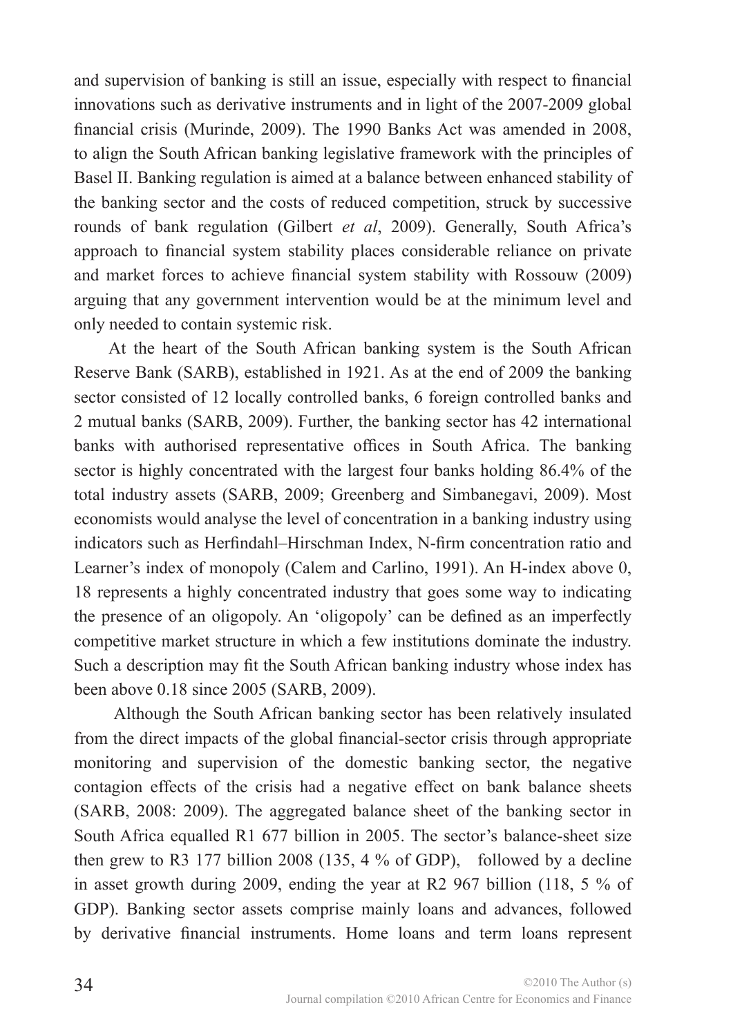and supervision of banking is still an issue, especially with respect to financial innovations such as derivative instruments and in light of the 2007-2009 global financial crisis (Murinde, 2009). The 1990 Banks Act was amended in 2008, to align the South African banking legislative framework with the principles of Basel II. Banking regulation is aimed at a balance between enhanced stability of the banking sector and the costs of reduced competition, struck by successive rounds of bank regulation (Gilbert *et al*, 2009). Generally, South Africa's approach to financial system stability places considerable reliance on private and market forces to achieve financial system stability with Rossouw (2009) arguing that any government intervention would be at the minimum level and only needed to contain systemic risk.

At the heart of the South African banking system is the South African Reserve Bank (SARB), established in 1921. As at the end of 2009 the banking sector consisted of 12 locally controlled banks, 6 foreign controlled banks and 2 mutual banks (SARB, 2009). Further, the banking sector has 42 international banks with authorised representative offices in South Africa. The banking sector is highly concentrated with the largest four banks holding 86.4% of the total industry assets (SARB, 2009; Greenberg and Simbanegavi, 2009). Most economists would analyse the level of concentration in a banking industry using indicators such as Herfindahl–Hirschman Index, N-firm concentration ratio and Learner's index of monopoly (Calem and Carlino, 1991). An H-index above 0, 18 represents a highly concentrated industry that goes some way to indicating the presence of an oligopoly. An 'oligopoly' can be defined as an imperfectly competitive market structure in which a few institutions dominate the industry. Such a description may fit the South African banking industry whose index has been above 0.18 since 2005 (SARB, 2009).

Although the South African banking sector has been relatively insulated from the direct impacts of the global financial-sector crisis through appropriate monitoring and supervision of the domestic banking sector, the negative contagion effects of the crisis had a negative effect on bank balance sheets (SARB, 2008: 2009). The aggregated balance sheet of the banking sector in South Africa equalled R1 677 billion in 2005. The sector's balance-sheet size then grew to R3 177 billion 2008 (135, 4 % of GDP), followed by a decline in asset growth during 2009, ending the year at R2 967 billion (118, 5 % of GDP). Banking sector assets comprise mainly loans and advances, followed by derivative financial instruments. Home loans and term loans represent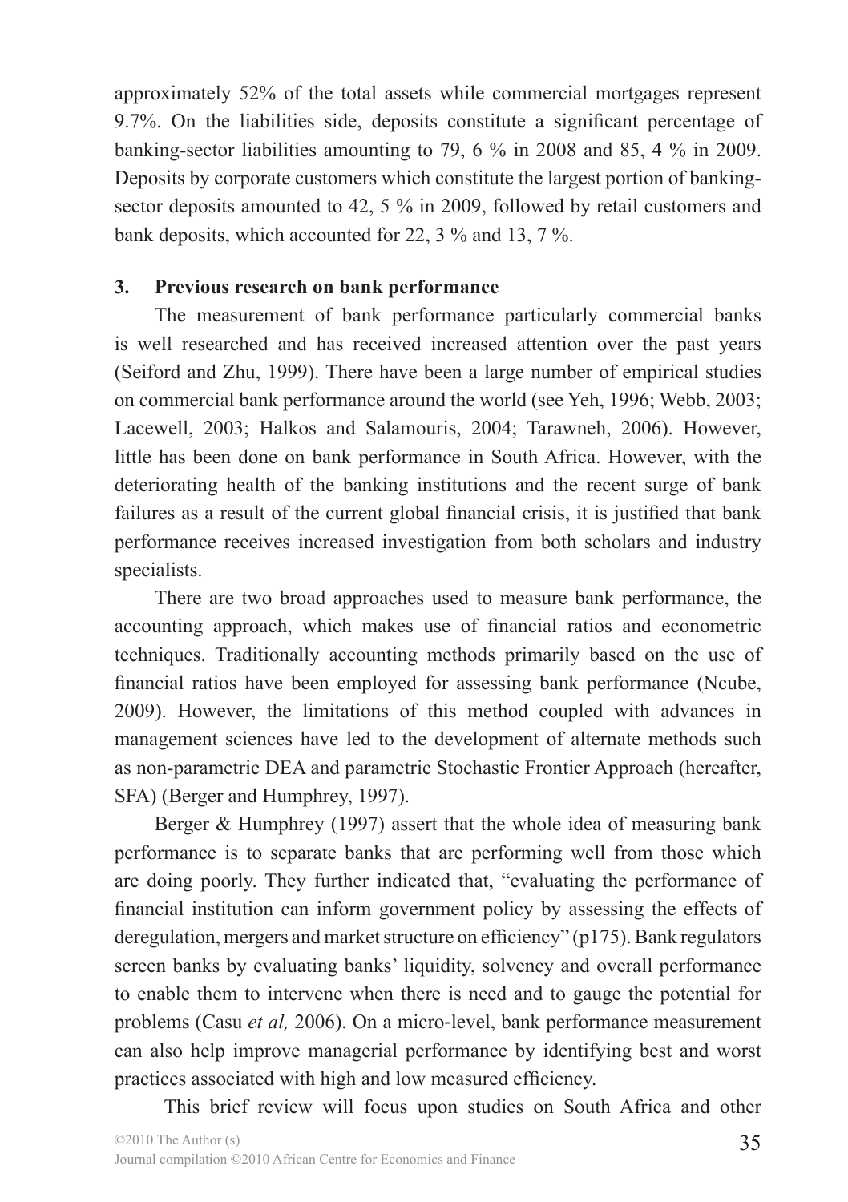approximately 52% of the total assets while commercial mortgages represent 9.7%. On the liabilities side, deposits constitute a significant percentage of banking-sector liabilities amounting to 79, 6 % in 2008 and 85, 4 % in 2009. Deposits by corporate customers which constitute the largest portion of banking-sector deposits amounted to 42, 5 % in 2009, followed by retail customers and bank deposits, which accounted for 22, 3 % and 13, 7 %.

## 3. Previous research on bank performance

The measurement of bank performance particularly commercial banks is well researched and has received increased attention over the past years (Seiford and Zhu, 1999). There have been a large number of empirical studies on commercial bank performance around the world (see Yeh, 1996; Webb, 2003; Lacewell, 2003; Halkos and Salamouris, 2004; Tarawneh, 2006). However, little has been done on bank performance in South Africa. However, with the deteriorating health of the banking institutions and the recent surge of bank failures as a result of the current global financial crisis, it is justified that bank performance receives increased investigation from both scholars and industry specialists.

There are two broad approaches used to measure bank performance, the accounting approach, which makes use of financial ratios and econometric techniques. Traditionally accounting methods primarily based on the use of financial ratios have been employed for assessing bank performance (Ncube, 2009). However, the limitations of this method coupled with advances in management sciences have led to the development of alternate methods such as non-parametric DEA and parametric Stochastic Frontier Approach (hereafter, SFA) (Berger and Humphrey, 1997).

Berger & Humphrey (1997) assert that the whole idea of measuring bank performance is to separate banks that are performing well from those which are doing poorly. They further indicated that, "evaluating the performance of financial institution can inform government policy by assessing the effects of deregulation, mergers and market structure on efficiency" (p175). Bank regulators screen banks by evaluating banks' liquidity, solvency and overall performance to enable them to intervene when there is need and to gauge the potential for problems (Casu *et al,* 2006). On a micro-level, bank performance measurement can also help improve managerial performance by identifying best and worst practices associated with high and low measured efficiency.

This brief review will focus upon studies on South Africa and other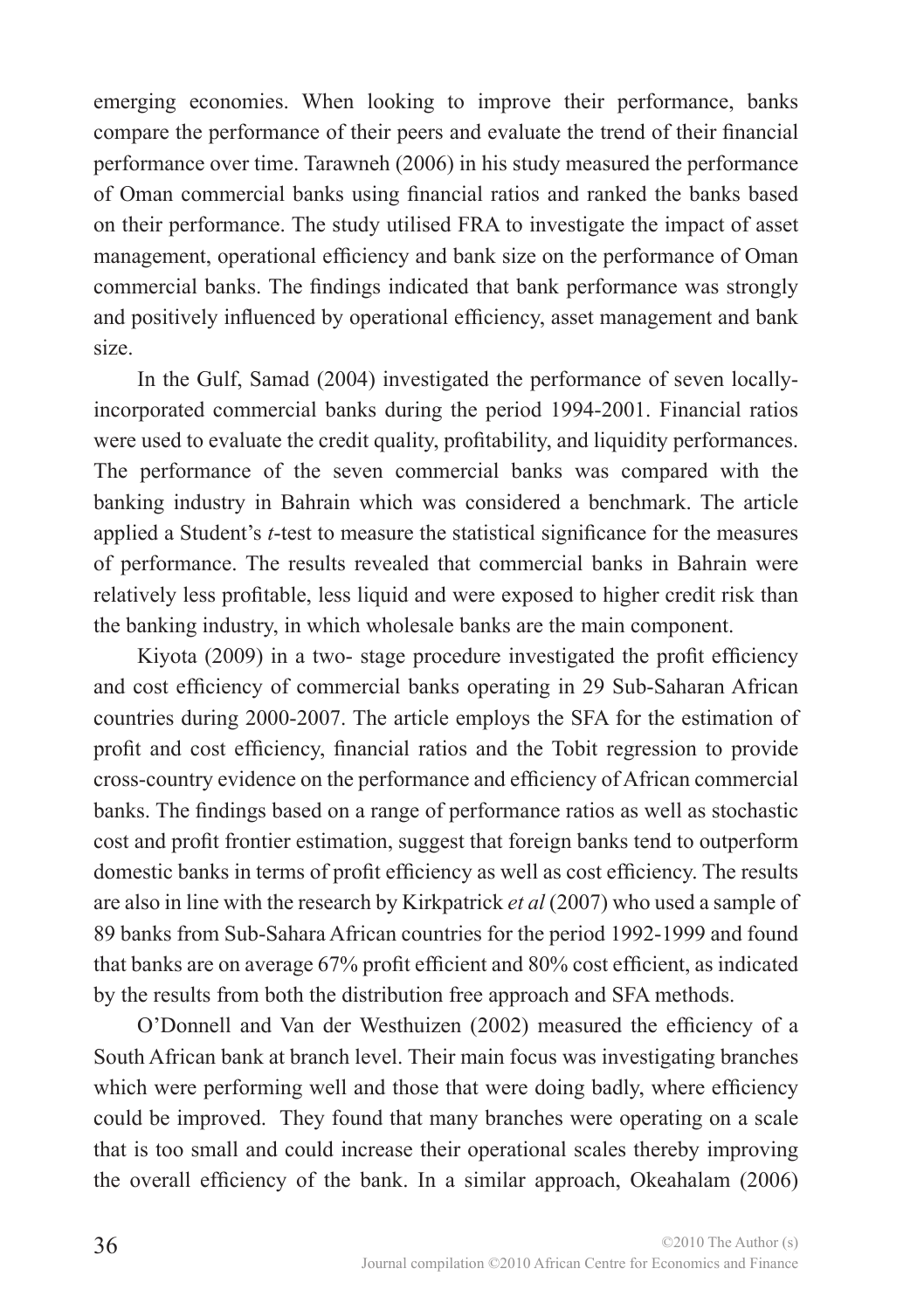emerging economies. When looking to improve their performance, banks compare the performance of their peers and evaluate the trend of their financial performance over time. Tarawneh (2006) in his study measured the performance of Oman commercial banks using financial ratios and ranked the banks based on their performance. The study utilised FRA to investigate the impact of asset management, operational efficiency and bank size on the performance of Oman commercial banks. The findings indicated that bank performance was strongly and positively influenced by operational efficiency, asset management and bank size.

In the Gulf, Samad (2004) investigated the performance of seven locally-incorporated commercial banks during the period 1994-2001. Financial ratios were used to evaluate the credit quality, profitability, and liquidity performances. The performance of the seven commercial banks was compared with the banking industry in Bahrain which was considered a benchmark. The article applied a Student's *t*-test to measure the statistical significance for the measures of performance. The results revealed that commercial banks in Bahrain were relatively less profitable, less liquid and were exposed to higher credit risk than the banking industry, in which wholesale banks are the main component.

Kiyota (2009) in a two- stage procedure investigated the profit efficiency and cost efficiency of commercial banks operating in 29 Sub-Saharan African countries during 2000-2007. The article employs the SFA for the estimation of profit and cost efficiency, financial ratios and the Tobit regression to provide cross-country evidence on the performance and efficiency of African commercial banks. The findings based on a range of performance ratios as well as stochastic cost and profit frontier estimation, suggest that foreign banks tend to outperform domestic banks in terms of profit efficiency as well as cost efficiency. The results are also in line with the research by Kirkpatrick *et al* (2007) who used a sample of 89 banks from Sub-Sahara African countries for the period 1992-1999 and found that banks are on average 67% profit efficient and 80% cost efficient, as indicated by the results from both the distribution free approach and SFA methods.

O'Donnell and Van der Westhuizen (2002) measured the efficiency of a South African bank at branch level. Their main focus was investigating branches which were performing well and those that were doing badly, where efficiency could be improved. They found that many branches were operating on a scale that is too small and could increase their operational scales thereby improving the overall efficiency of the bank. In a similar approach, Okeahalam (2006)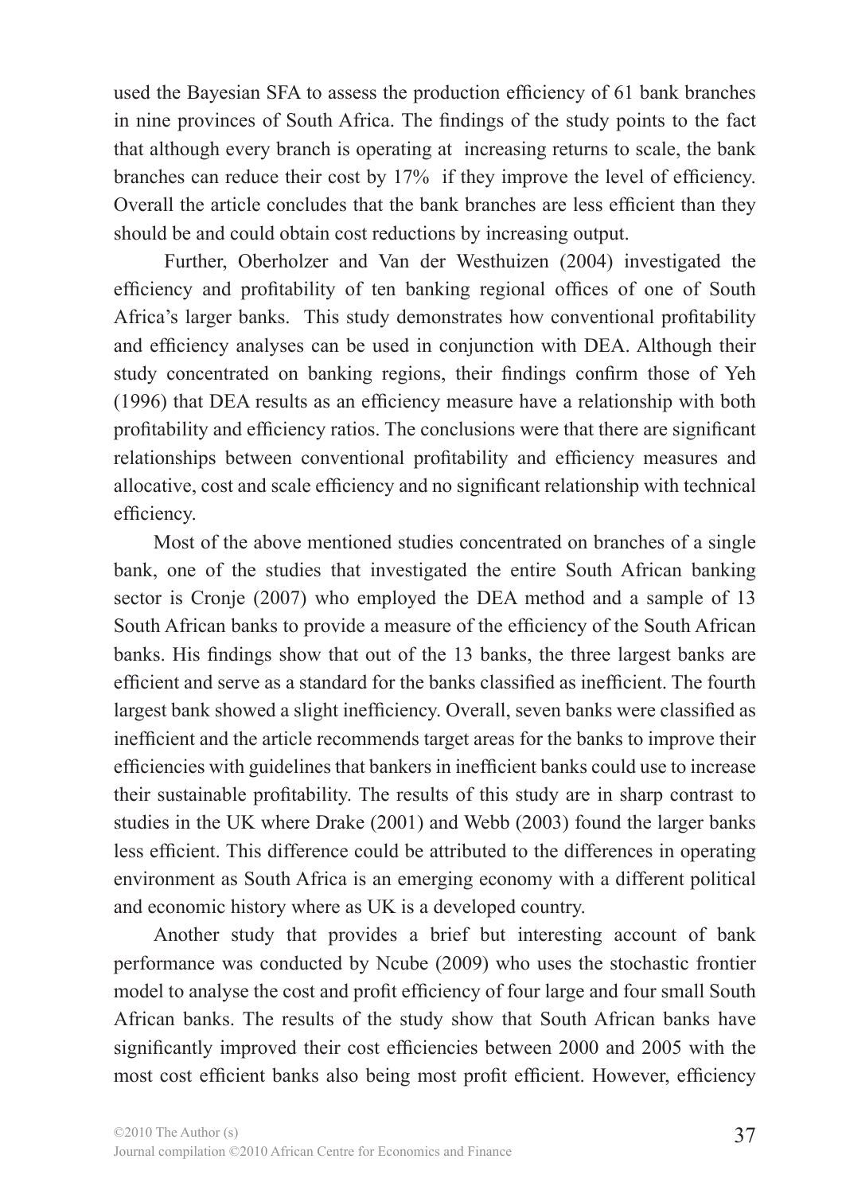used the Bayesian SFA to assess the production efficiency of 61 bank branches in nine provinces of South Africa. The findings of the study points to the fact that although every branch is operating at increasing returns to scale, the bank branches can reduce their cost by 17% if they improve the level of efficiency. Overall the article concludes that the bank branches are less efficient than they should be and could obtain cost reductions by increasing output.

Further, Oberholzer and Van der Westhuizen (2004) investigated the efficiency and profitability of ten banking regional offices of one of South Africa's larger banks. This study demonstrates how conventional profitability and efficiency analyses can be used in conjunction with DEA. Although their study concentrated on banking regions, their findings confirm those of Yeh (1996) that DEA results as an efficiency measure have a relationship with both profitability and efficiency ratios. The conclusions were that there are significant relationships between conventional profitability and efficiency measures and allocative, cost and scale efficiency and no significant relationship with technical efficiency.

Most of the above mentioned studies concentrated on branches of a single bank, one of the studies that investigated the entire South African banking sector is Cronje (2007) who employed the DEA method and a sample of 13 South African banks to provide a measure of the efficiency of the South African banks. His findings show that out of the 13 banks, the three largest banks are efficient and serve as a standard for the banks classified as inefficient. The fourth largest bank showed a slight inefficiency. Overall, seven banks were classified as inefficient and the article recommends target areas for the banks to improve their efficiencies with guidelines that bankers in inefficient banks could use to increase their sustainable profitability. The results of this study are in sharp contrast to studies in the UK where Drake (2001) and Webb (2003) found the larger banks less efficient. This difference could be attributed to the differences in operating environment as South Africa is an emerging economy with a different political and economic history where as UK is a developed country.

Another study that provides a brief but interesting account of bank performance was conducted by Ncube (2009) who uses the stochastic frontier model to analyse the cost and profit efficiency of four large and four small South African banks. The results of the study show that South African banks have significantly improved their cost efficiencies between 2000 and 2005 with the most cost efficient banks also being most profit efficient. However, efficiency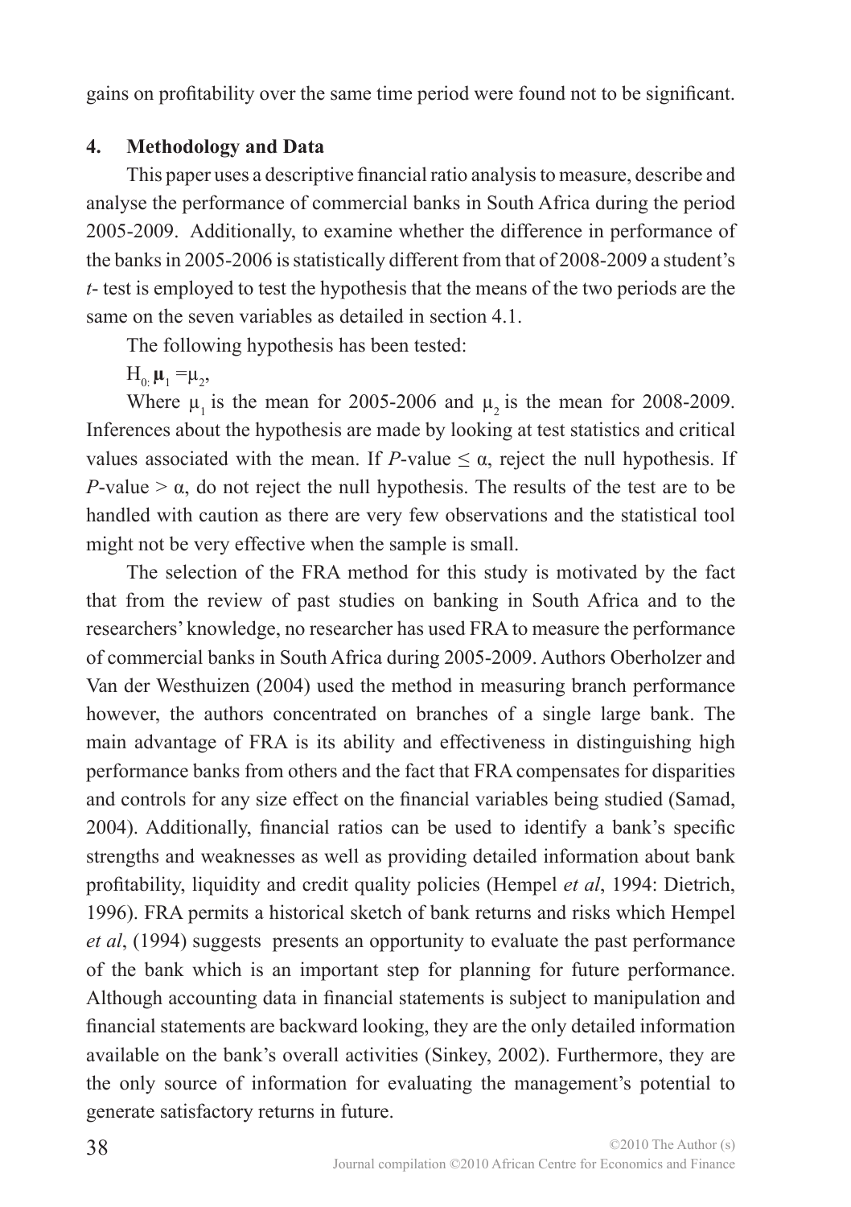gains on profitability over the same time period were found not to be significant.

## 4. Methodology and Data

This paper uses a descriptive financial ratio analysis to measure, describe and analyse the performance of commercial banks in South Africa during the period 2005-2009. Additionally, to examine whether the difference in performance of the banks in 2005-2006 is statistically different from that of 2008-2009 a student's *t*- test is employed to test the hypothesis that the means of the two periods are the same on the seven variables as detailed in section 4.1.

The following hypothesis has been tested:

$H_{0:}\ \boldsymbol{\mu}_1 = \mu_2$,

Where $\mu_1$ is the mean for 2005-2006 and $\mu_2$ is the mean for 2008-2009. Inferences about the hypothesis are made by looking at test statistics and critical values associated with the mean. If $P$-value $\leq \alpha$, reject the null hypothesis. If $P$-value $> \alpha$, do not reject the null hypothesis. The results of the test are to be handled with caution as there are very few observations and the statistical tool might not be very effective when the sample is small.

The selection of the FRA method for this study is motivated by the fact that from the review of past studies on banking in South Africa and to the researchers' knowledge, no researcher has used FRA to measure the performance of commercial banks in South Africa during 2005-2009. Authors Oberholzer and Van der Westhuizen (2004) used the method in measuring branch performance however, the authors concentrated on branches of a single large bank. The main advantage of FRA is its ability and effectiveness in distinguishing high performance banks from others and the fact that FRA compensates for disparities and controls for any size effect on the financial variables being studied (Samad, 2004). Additionally, financial ratios can be used to identify a bank's specific strengths and weaknesses as well as providing detailed information about bank profitability, liquidity and credit quality policies (Hempel *et al*, 1994: Dietrich, 1996). FRA permits a historical sketch of bank returns and risks which Hempel *et al*, (1994) suggests presents an opportunity to evaluate the past performance of the bank which is an important step for planning for future performance. Although accounting data in financial statements is subject to manipulation and financial statements are backward looking, they are the only detailed information available on the bank's overall activities (Sinkey, 2002). Furthermore, they are the only source of information for evaluating the management's potential to generate satisfactory returns in future.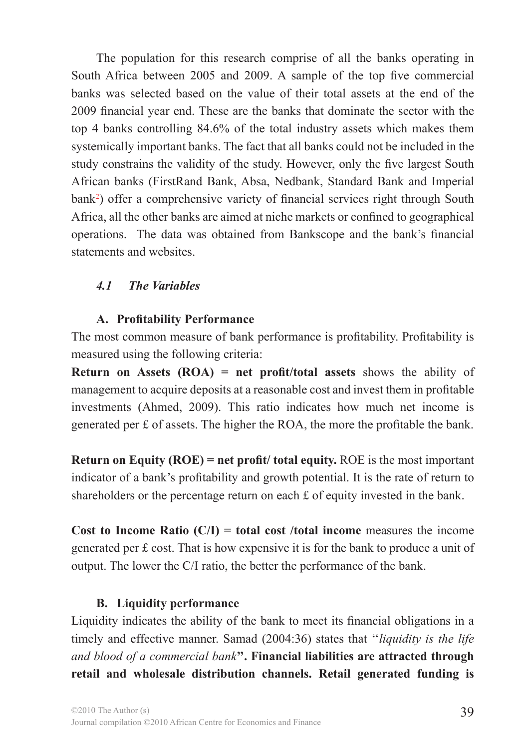The population for this research comprise of all the banks operating in South Africa between 2005 and 2009. A sample of the top five commercial banks was selected based on the value of their total assets at the end of the 2009 financial year end. These are the banks that dominate the sector with the top 4 banks controlling 84.6% of the total industry assets which makes them systemically important banks. The fact that all banks could not be included in the study constrains the validity of the study. However, only the five largest South African banks (FirstRand Bank, Absa, Nedbank, Standard Bank and Imperial bank[2]) offer a comprehensive variety of financial services right through South Africa, all the other banks are aimed at niche markets or confined to geographical operations. The data was obtained from Bankscope and the bank's financial statements and websites.

### *4.1 The Variables*

#### A. Profitability Performance

The most common measure of bank performance is profitability. Profitability is measured using the following criteria:

**Return on Assets (ROA) = net profit/total assets** shows the ability of management to acquire deposits at a reasonable cost and invest them in profitable investments (Ahmed, 2009). This ratio indicates how much net income is generated per £ of assets. The higher the ROA, the more the profitable the bank.

**Return on Equity (ROE) = net profit/ total equity.** ROE is the most important indicator of a bank's profitability and growth potential. It is the rate of return to shareholders or the percentage return on each £ of equity invested in the bank.

**Cost to Income Ratio (C/I) = total cost /total income** measures the income generated per £ cost. That is how expensive it is for the bank to produce a unit of output. The lower the C/I ratio, the better the performance of the bank.

#### B. Liquidity performance

Liquidity indicates the ability of the bank to meet its financial obligations in a timely and effective manner. Samad (2004:36) states that "*liquidity is the life and blood of a commercial bank*"**. Financial liabilities are attracted through retail and wholesale distribution channels. Retail generated funding is**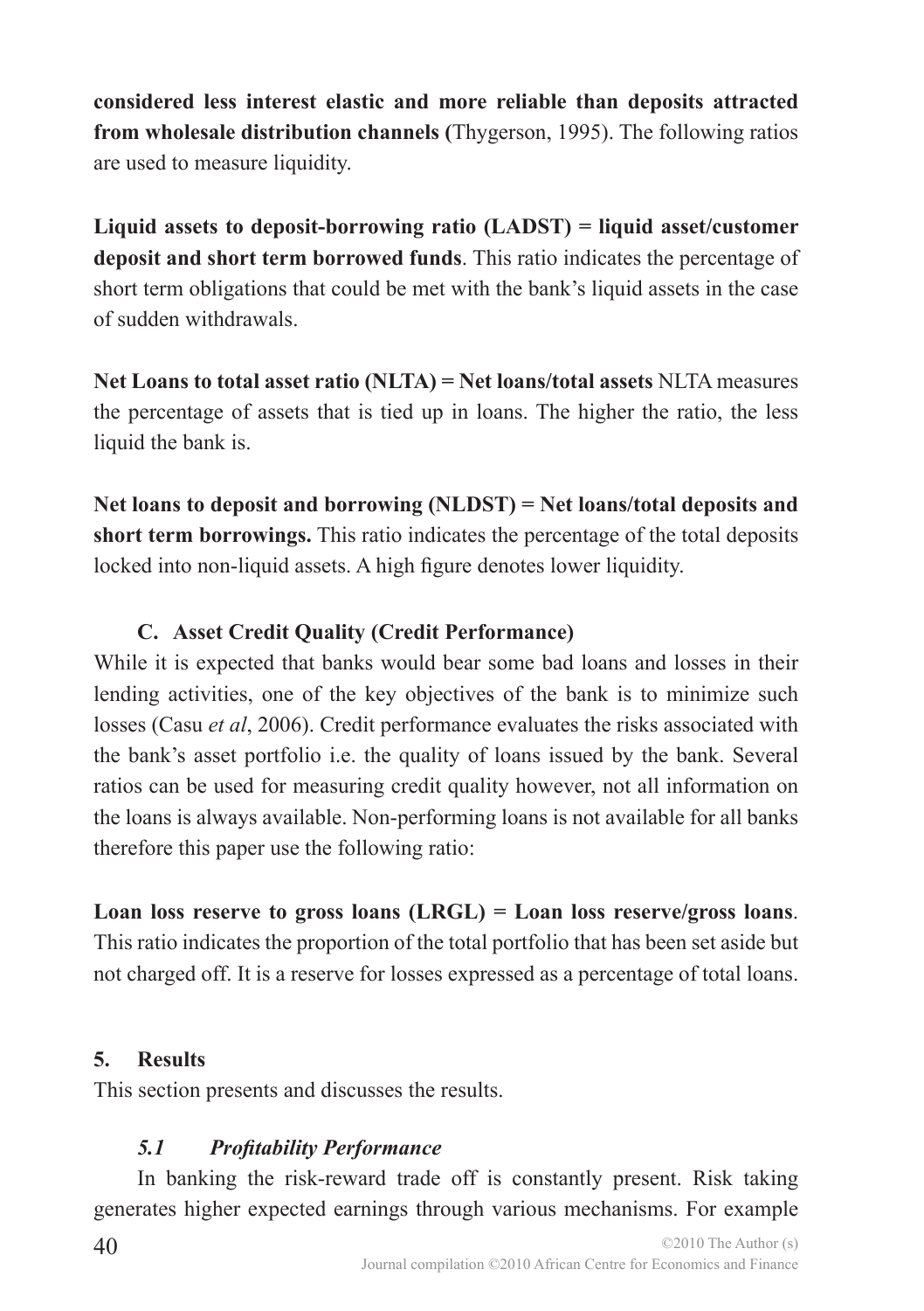**considered less interest elastic and more reliable than deposits attracted from wholesale distribution channels (**Thygerson, 1995). The following ratios are used to measure liquidity.

**Liquid assets to deposit-borrowing ratio (LADST) = liquid asset/customer deposit and short term borrowed funds**. This ratio indicates the percentage of short term obligations that could be met with the bank's liquid assets in the case of sudden withdrawals.

**Net Loans to total asset ratio (NLTA) = Net loans/total assets** NLTA measures the percentage of assets that is tied up in loans. The higher the ratio, the less liquid the bank is.

**Net loans to deposit and borrowing (NLDST) = Net loans/total deposits and short term borrowings.** This ratio indicates the percentage of the total deposits locked into non-liquid assets. A high figure denotes lower liquidity.

### C. Asset Credit Quality (Credit Performance)

While it is expected that banks would bear some bad loans and losses in their lending activities, one of the key objectives of the bank is to minimize such losses (Casu *et al*, 2006). Credit performance evaluates the risks associated with the bank's asset portfolio i.e. the quality of loans issued by the bank. Several ratios can be used for measuring credit quality however, not all information on the loans is always available. Non-performing loans is not available for all banks therefore this paper use the following ratio:

**Loan loss reserve to gross loans (LRGL) = Loan loss reserve/gross loans**. This ratio indicates the proportion of the total portfolio that has been set aside but not charged off. It is a reserve for losses expressed as a percentage of total loans.

## 5. Results

This section presents and discusses the results.

### *5.1 Profitability Performance*

In banking the risk-reward trade off is constantly present. Risk taking generates higher expected earnings through various mechanisms. For example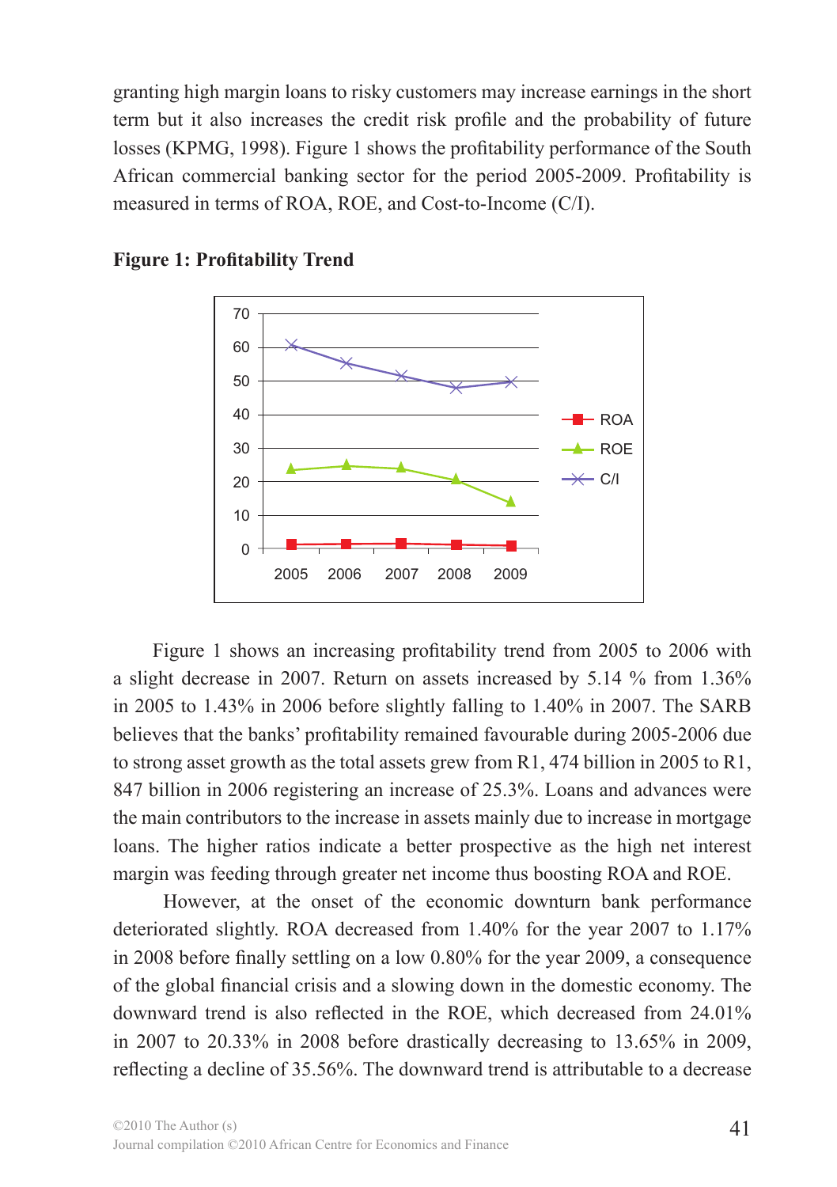granting high margin loans to risky customers may increase earnings in the short term but it also increases the credit risk profile and the probability of future losses (KPMG, 1998). Figure 1 shows the profitability performance of the South African commercial banking sector for the period 2005-2009. Profitability is measured in terms of ROA, ROE, and Cost-to-Income (C/I).

**Figure 1: Profitability Trend**

Figure 1 shows an increasing profitability trend from 2005 to 2006 with a slight decrease in 2007. Return on assets increased by 5.14 % from 1.36% in 2005 to 1.43% in 2006 before slightly falling to 1.40% in 2007. The SARB believes that the banks' profitability remained favourable during 2005-2006 due to strong asset growth as the total assets grew from R1, 474 billion in 2005 to R1, 847 billion in 2006 registering an increase of 25.3%. Loans and advances were the main contributors to the increase in assets mainly due to increase in mortgage loans. The higher ratios indicate a better prospective as the high net interest margin was feeding through greater net income thus boosting ROA and ROE.

However, at the onset of the economic downturn bank performance deteriorated slightly. ROA decreased from 1.40% for the year 2007 to 1.17% in 2008 before finally settling on a low 0.80% for the year 2009, a consequence of the global financial crisis and a slowing down in the domestic economy. The downward trend is also reflected in the ROE, which decreased from 24.01% in 2007 to 20.33% in 2008 before drastically decreasing to 13.65% in 2009, reflecting a decline of 35.56%. The downward trend is attributable to a decrease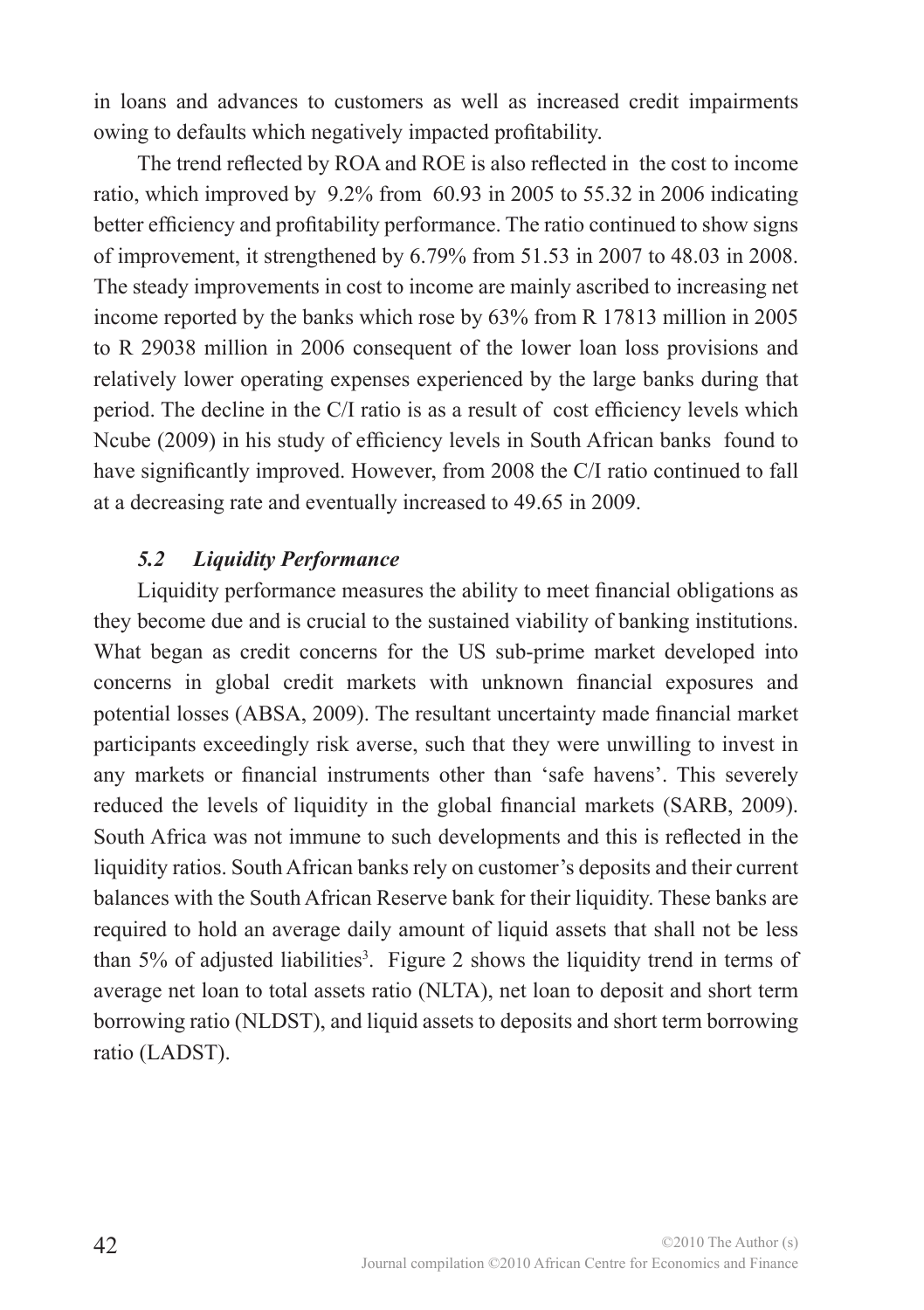in loans and advances to customers as well as increased credit impairments owing to defaults which negatively impacted profitability.

The trend reflected by ROA and ROE is also reflected in the cost to income ratio, which improved by 9.2% from 60.93 in 2005 to 55.32 in 2006 indicating better efficiency and profitability performance. The ratio continued to show signs of improvement, it strengthened by 6.79% from 51.53 in 2007 to 48.03 in 2008. The steady improvements in cost to income are mainly ascribed to increasing net income reported by the banks which rose by 63% from R 17813 million in 2005 to R 29038 million in 2006 consequent of the lower loan loss provisions and relatively lower operating expenses experienced by the large banks during that period. The decline in the C/I ratio is as a result of cost efficiency levels which Ncube (2009) in his study of efficiency levels in South African banks found to have significantly improved. However, from 2008 the C/I ratio continued to fall at a decreasing rate and eventually increased to 49.65 in 2009.

### *5.2 Liquidity Performance*

Liquidity performance measures the ability to meet financial obligations as they become due and is crucial to the sustained viability of banking institutions. What began as credit concerns for the US sub-prime market developed into concerns in global credit markets with unknown financial exposures and potential losses (ABSA, 2009). The resultant uncertainty made financial market participants exceedingly risk averse, such that they were unwilling to invest in any markets or financial instruments other than 'safe havens'. This severely reduced the levels of liquidity in the global financial markets (SARB, 2009). South Africa was not immune to such developments and this is reflected in the liquidity ratios. South African banks rely on customer's deposits and their current balances with the South African Reserve bank for their liquidity. These banks are required to hold an average daily amount of liquid assets that shall not be less than 5% of adjusted liabilities[3]. Figure 2 shows the liquidity trend in terms of average net loan to total assets ratio (NLTA), net loan to deposit and short term borrowing ratio (NLDST), and liquid assets to deposits and short term borrowing ratio (LADST).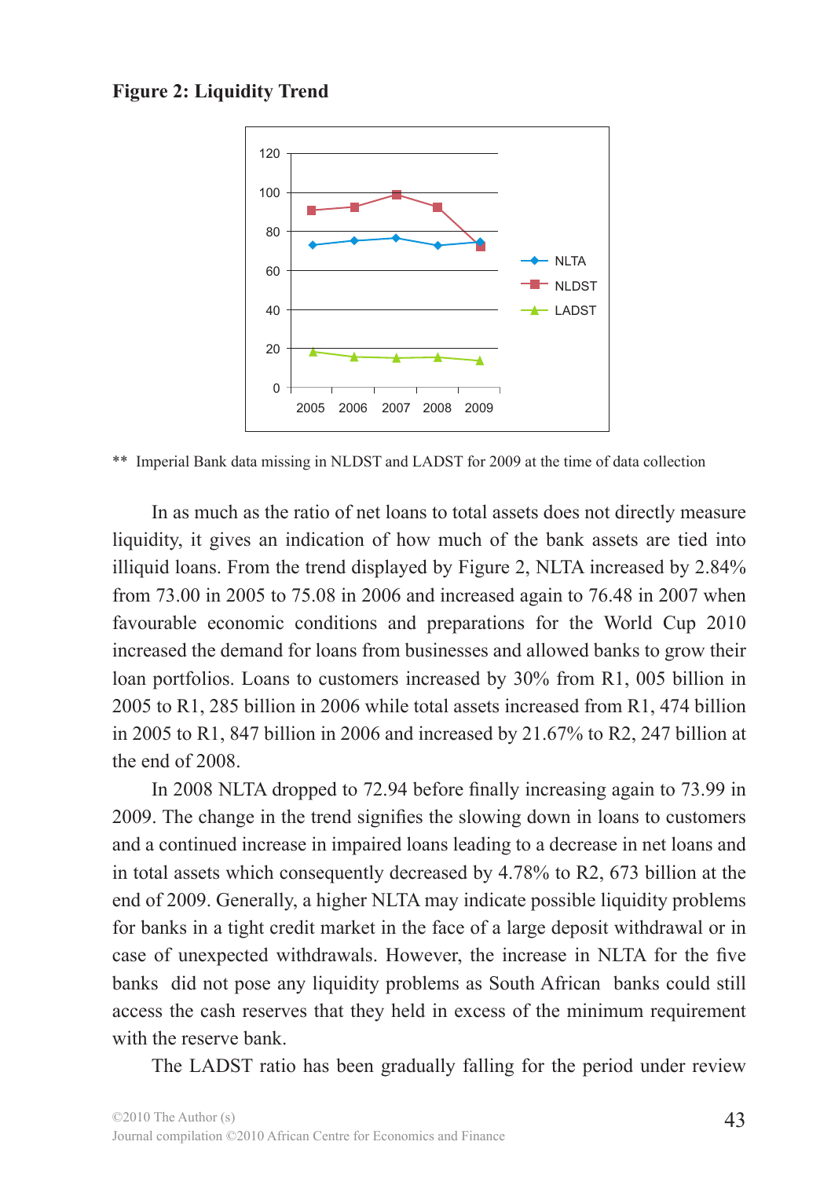**Figure 2: Liquidity Trend**

\*\* Imperial Bank data missing in NLDST and LADST for 2009 at the time of data collection

In as much as the ratio of net loans to total assets does not directly measure liquidity, it gives an indication of how much of the bank assets are tied into illiquid loans. From the trend displayed by Figure 2, NLTA increased by 2.84% from 73.00 in 2005 to 75.08 in 2006 and increased again to 76.48 in 2007 when favourable economic conditions and preparations for the World Cup 2010 increased the demand for loans from businesses and allowed banks to grow their loan portfolios. Loans to customers increased by 30% from R1, 005 billion in 2005 to R1, 285 billion in 2006 while total assets increased from R1, 474 billion in 2005 to R1, 847 billion in 2006 and increased by 21.67% to R2, 247 billion at the end of 2008.

In 2008 NLTA dropped to 72.94 before finally increasing again to 73.99 in 2009. The change in the trend signifies the slowing down in loans to customers and a continued increase in impaired loans leading to a decrease in net loans and in total assets which consequently decreased by 4.78% to R2, 673 billion at the end of 2009. Generally, a higher NLTA may indicate possible liquidity problems for banks in a tight credit market in the face of a large deposit withdrawal or in case of unexpected withdrawals. However, the increase in NLTA for the five banks did not pose any liquidity problems as South African banks could still access the cash reserves that they held in excess of the minimum requirement with the reserve bank.

The LADST ratio has been gradually falling for the period under review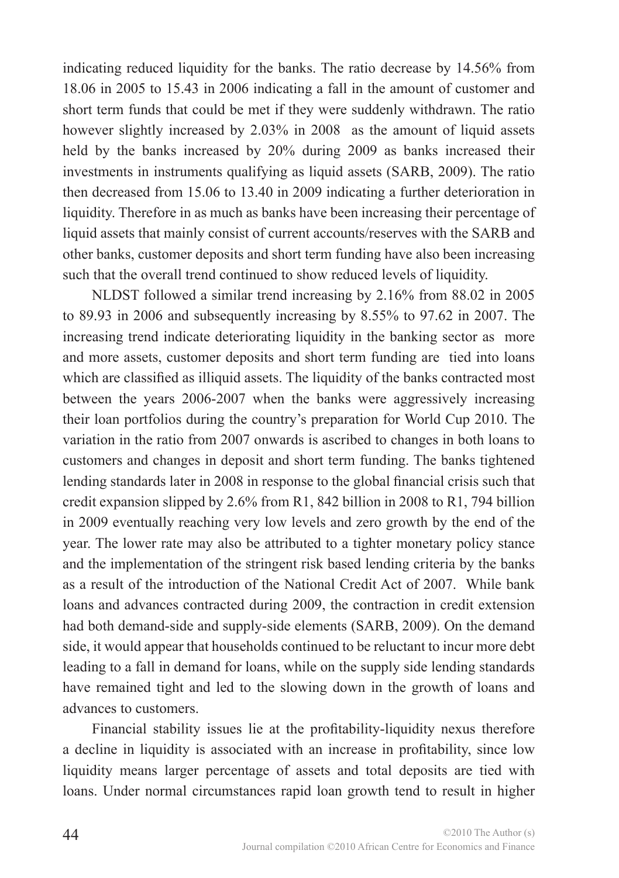indicating reduced liquidity for the banks. The ratio decrease by 14.56% from 18.06 in 2005 to 15.43 in 2006 indicating a fall in the amount of customer and short term funds that could be met if they were suddenly withdrawn. The ratio however slightly increased by 2.03% in 2008 as the amount of liquid assets held by the banks increased by 20% during 2009 as banks increased their investments in instruments qualifying as liquid assets (SARB, 2009). The ratio then decreased from 15.06 to 13.40 in 2009 indicating a further deterioration in liquidity. Therefore in as much as banks have been increasing their percentage of liquid assets that mainly consist of current accounts/reserves with the SARB and other banks, customer deposits and short term funding have also been increasing such that the overall trend continued to show reduced levels of liquidity.

NLDST followed a similar trend increasing by 2.16% from 88.02 in 2005 to 89.93 in 2006 and subsequently increasing by 8.55% to 97.62 in 2007. The increasing trend indicate deteriorating liquidity in the banking sector as more and more assets, customer deposits and short term funding are tied into loans which are classified as illiquid assets. The liquidity of the banks contracted most between the years 2006-2007 when the banks were aggressively increasing their loan portfolios during the country's preparation for World Cup 2010. The variation in the ratio from 2007 onwards is ascribed to changes in both loans to customers and changes in deposit and short term funding. The banks tightened lending standards later in 2008 in response to the global financial crisis such that credit expansion slipped by 2.6% from R1, 842 billion in 2008 to R1, 794 billion in 2009 eventually reaching very low levels and zero growth by the end of the year. The lower rate may also be attributed to a tighter monetary policy stance and the implementation of the stringent risk based lending criteria by the banks as a result of the introduction of the National Credit Act of 2007. While bank loans and advances contracted during 2009, the contraction in credit extension had both demand-side and supply-side elements (SARB, 2009). On the demand side, it would appear that households continued to be reluctant to incur more debt leading to a fall in demand for loans, while on the supply side lending standards have remained tight and led to the slowing down in the growth of loans and advances to customers.

Financial stability issues lie at the profitability-liquidity nexus therefore a decline in liquidity is associated with an increase in profitability, since low liquidity means larger percentage of assets and total deposits are tied with loans. Under normal circumstances rapid loan growth tend to result in higher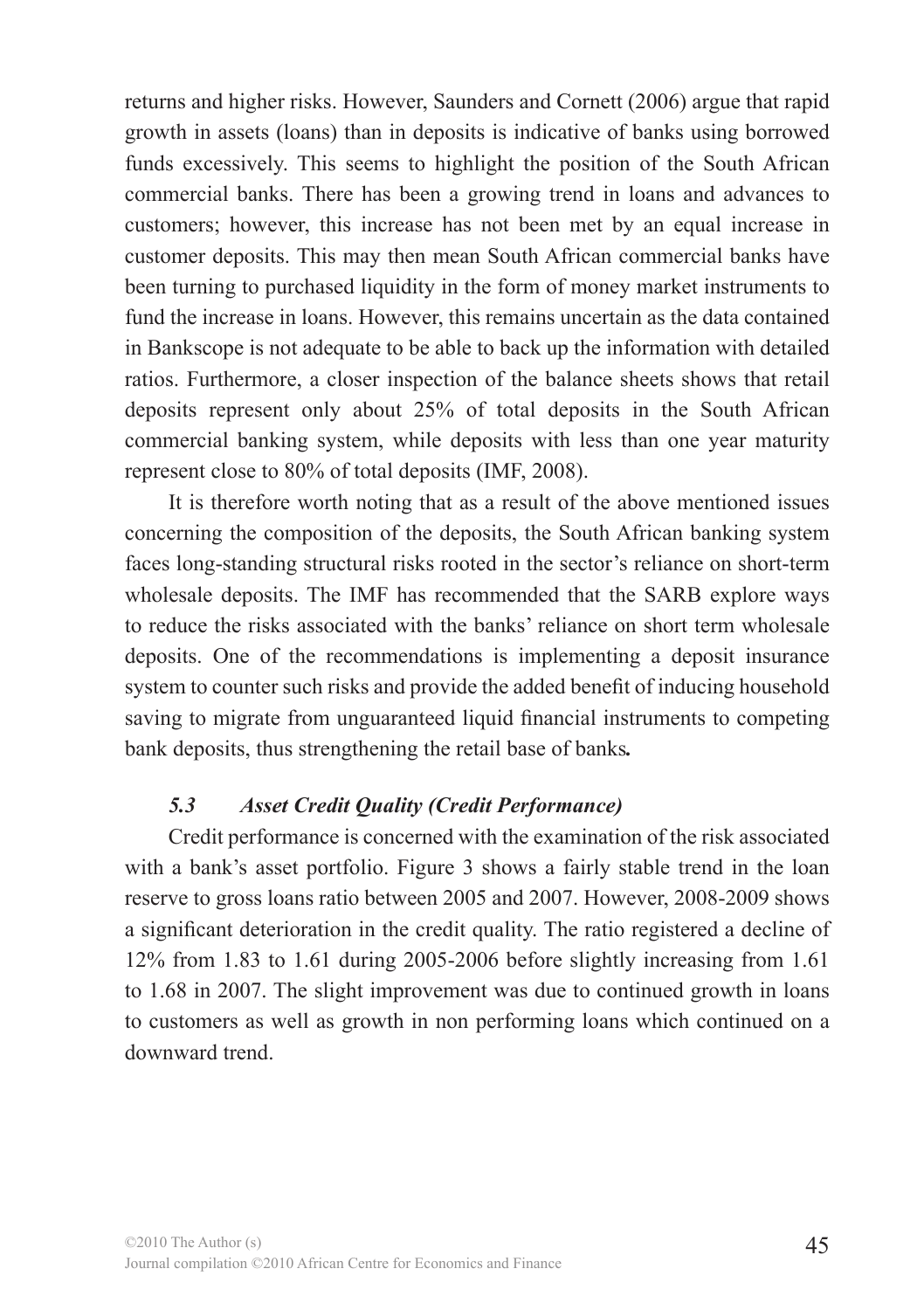returns and higher risks. However, Saunders and Cornett (2006) argue that rapid growth in assets (loans) than in deposits is indicative of banks using borrowed funds excessively. This seems to highlight the position of the South African commercial banks. There has been a growing trend in loans and advances to customers; however, this increase has not been met by an equal increase in customer deposits. This may then mean South African commercial banks have been turning to purchased liquidity in the form of money market instruments to fund the increase in loans. However, this remains uncertain as the data contained in Bankscope is not adequate to be able to back up the information with detailed ratios. Furthermore, a closer inspection of the balance sheets shows that retail deposits represent only about 25% of total deposits in the South African commercial banking system, while deposits with less than one year maturity represent close to 80% of total deposits (IMF, 2008).

It is therefore worth noting that as a result of the above mentioned issues concerning the composition of the deposits, the South African banking system faces long-standing structural risks rooted in the sector's reliance on short-term wholesale deposits. The IMF has recommended that the SARB explore ways to reduce the risks associated with the banks' reliance on short term wholesale deposits. One of the recommendations is implementing a deposit insurance system to counter such risks and provide the added benefit of inducing household saving to migrate from unguaranteed liquid financial instruments to competing bank deposits, thus strengthening the retail base of banks**.**

### *5.3 Asset Credit Quality (Credit Performance)*

Credit performance is concerned with the examination of the risk associated with a bank's asset portfolio. Figure 3 shows a fairly stable trend in the loan reserve to gross loans ratio between 2005 and 2007. However, 2008-2009 shows a significant deterioration in the credit quality. The ratio registered a decline of 12% from 1.83 to 1.61 during 2005-2006 before slightly increasing from 1.61 to 1.68 in 2007. The slight improvement was due to continued growth in loans to customers as well as growth in non performing loans which continued on a downward trend.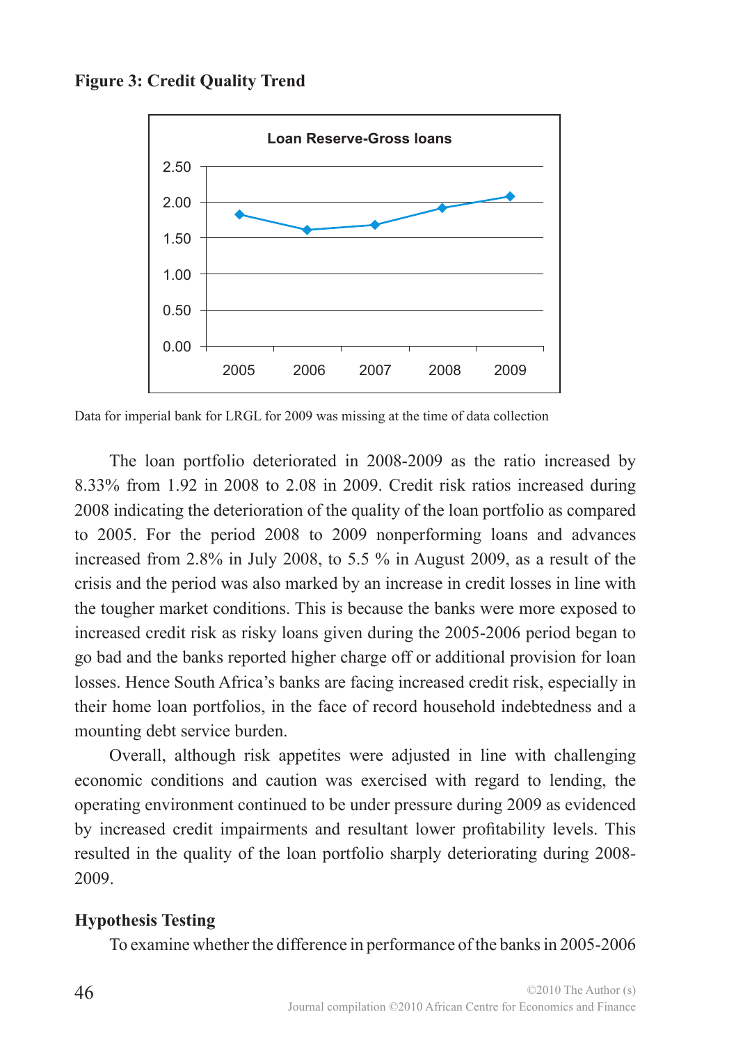**Figure 3: Credit Quality Trend**

Data for imperial bank for LRGL for 2009 was missing at the time of data collection

The loan portfolio deteriorated in 2008-2009 as the ratio increased by 8.33% from 1.92 in 2008 to 2.08 in 2009. Credit risk ratios increased during 2008 indicating the deterioration of the quality of the loan portfolio as compared to 2005. For the period 2008 to 2009 nonperforming loans and advances increased from 2.8% in July 2008, to 5.5 % in August 2009, as a result of the crisis and the period was also marked by an increase in credit losses in line with the tougher market conditions. This is because the banks were more exposed to increased credit risk as risky loans given during the 2005-2006 period began to go bad and the banks reported higher charge off or additional provision for loan losses. Hence South Africa's banks are facing increased credit risk, especially in their home loan portfolios, in the face of record household indebtedness and a mounting debt service burden.

Overall, although risk appetites were adjusted in line with challenging economic conditions and caution was exercised with regard to lending, the operating environment continued to be under pressure during 2009 as evidenced by increased credit impairments and resultant lower profitability levels. This resulted in the quality of the loan portfolio sharply deteriorating during 2008-2009.

**Hypothesis Testing**

To examine whether the difference in performance of the banks in 2005-2006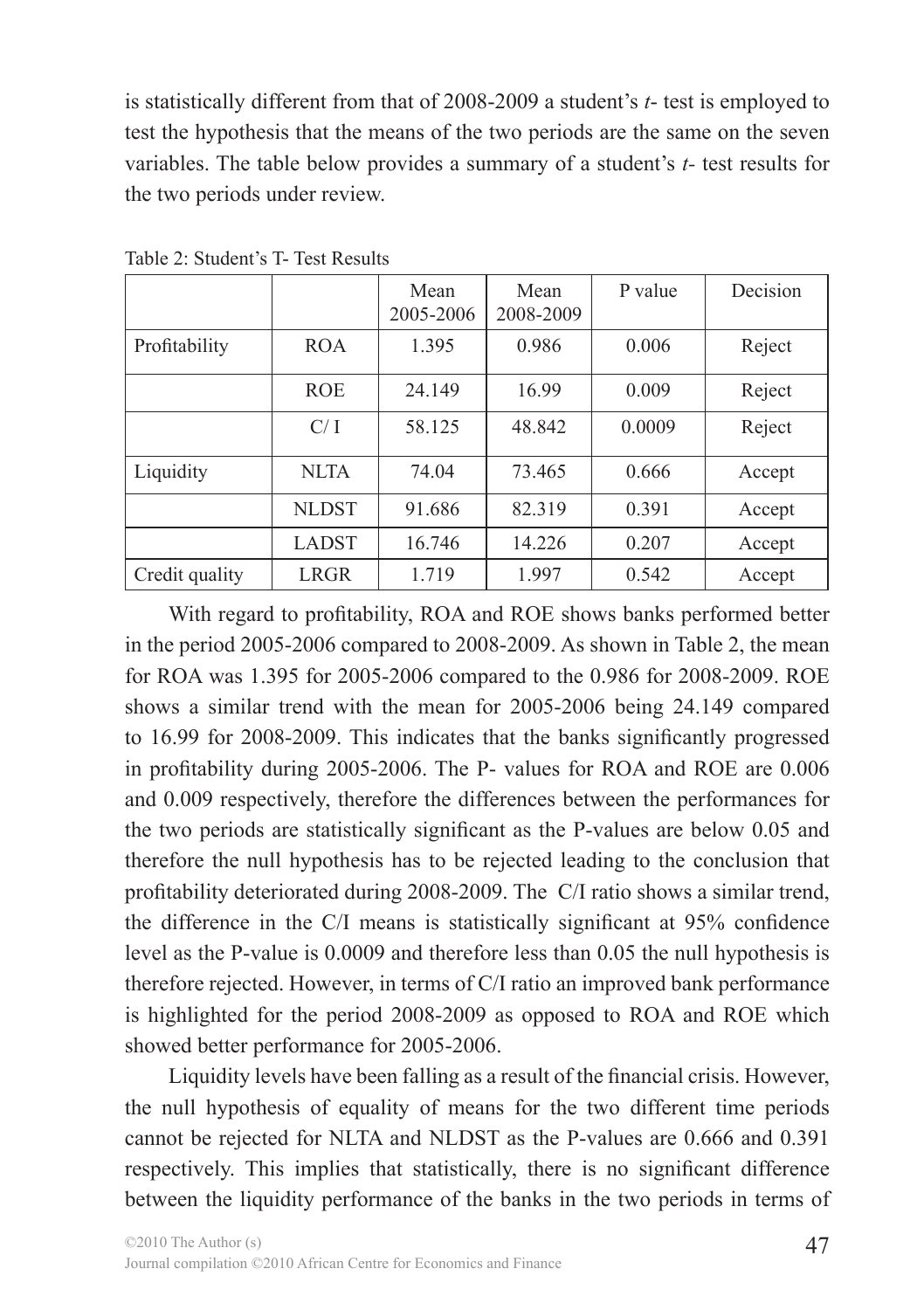is statistically different from that of 2008-2009 a student's *t*- test is employed to test the hypothesis that the means of the two periods are the same on the seven variables. The table below provides a summary of a student's *t*- test results for the two periods under review.

Table 2: Student's T- Test Results

| | | Mean 2005-2006 | Mean 2008-2009 | P value | Decision |
|---|---|---|---|---|---|
| Profitability | ROA | 1.395 | 0.986 | 0.006 | Reject |
| | ROE | 24.149 | 16.99 | 0.009 | Reject |
| | C/ I | 58.125 | 48.842 | 0.0009 | Reject |
| Liquidity | NLTA | 74.04 | 73.465 | 0.666 | Accept |
| | NLDST | 91.686 | 82.319 | 0.391 | Accept |
| | LADST | 16.746 | 14.226 | 0.207 | Accept |
| Credit quality | LRGR | 1.719 | 1.997 | 0.542 | Accept |

With regard to profitability, ROA and ROE shows banks performed better in the period 2005-2006 compared to 2008-2009. As shown in Table 2, the mean for ROA was 1.395 for 2005-2006 compared to the 0.986 for 2008-2009. ROE shows a similar trend with the mean for 2005-2006 being 24.149 compared to 16.99 for 2008-2009. This indicates that the banks significantly progressed in profitability during 2005-2006. The P- values for ROA and ROE are 0.006 and 0.009 respectively, therefore the differences between the performances for the two periods are statistically significant as the P-values are below 0.05 and therefore the null hypothesis has to be rejected leading to the conclusion that profitability deteriorated during 2008-2009. The C/I ratio shows a similar trend, the difference in the C/I means is statistically significant at 95% confidence level as the P-value is 0.0009 and therefore less than 0.05 the null hypothesis is therefore rejected. However, in terms of C/I ratio an improved bank performance is highlighted for the period 2008-2009 as opposed to ROA and ROE which showed better performance for 2005-2006.

Liquidity levels have been falling as a result of the financial crisis. However, the null hypothesis of equality of means for the two different time periods cannot be rejected for NLTA and NLDST as the P-values are 0.666 and 0.391 respectively. This implies that statistically, there is no significant difference between the liquidity performance of the banks in the two periods in terms of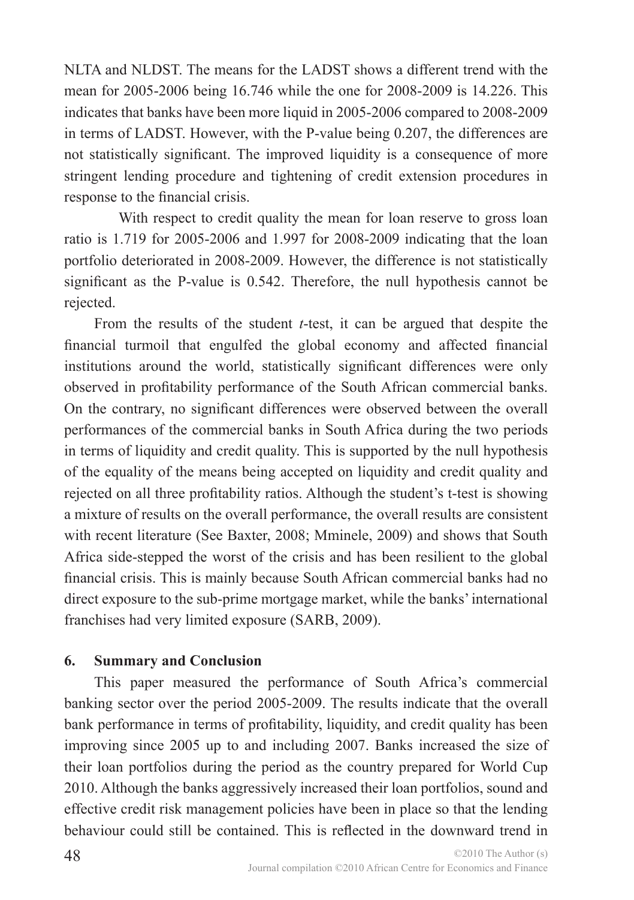NLTA and NLDST. The means for the LADST shows a different trend with the mean for 2005-2006 being 16.746 while the one for 2008-2009 is 14.226. This indicates that banks have been more liquid in 2005-2006 compared to 2008-2009 in terms of LADST. However, with the P-value being 0.207, the differences are not statistically significant. The improved liquidity is a consequence of more stringent lending procedure and tightening of credit extension procedures in response to the financial crisis.

With respect to credit quality the mean for loan reserve to gross loan ratio is 1.719 for 2005-2006 and 1.997 for 2008-2009 indicating that the loan portfolio deteriorated in 2008-2009. However, the difference is not statistically significant as the P-value is 0.542. Therefore, the null hypothesis cannot be rejected.

From the results of the student *t*-test, it can be argued that despite the financial turmoil that engulfed the global economy and affected financial institutions around the world, statistically significant differences were only observed in profitability performance of the South African commercial banks. On the contrary, no significant differences were observed between the overall performances of the commercial banks in South Africa during the two periods in terms of liquidity and credit quality. This is supported by the null hypothesis of the equality of the means being accepted on liquidity and credit quality and rejected on all three profitability ratios. Although the student's t-test is showing a mixture of results on the overall performance, the overall results are consistent with recent literature (See Baxter, 2008; Mminele, 2009) and shows that South Africa side-stepped the worst of the crisis and has been resilient to the global financial crisis. This is mainly because South African commercial banks had no direct exposure to the sub-prime mortgage market, while the banks' international franchises had very limited exposure (SARB, 2009).

## 6. Summary and Conclusion

This paper measured the performance of South Africa's commercial banking sector over the period 2005-2009. The results indicate that the overall bank performance in terms of profitability, liquidity, and credit quality has been improving since 2005 up to and including 2007. Banks increased the size of their loan portfolios during the period as the country prepared for World Cup 2010. Although the banks aggressively increased their loan portfolios, sound and effective credit risk management policies have been in place so that the lending behaviour could still be contained. This is reflected in the downward trend in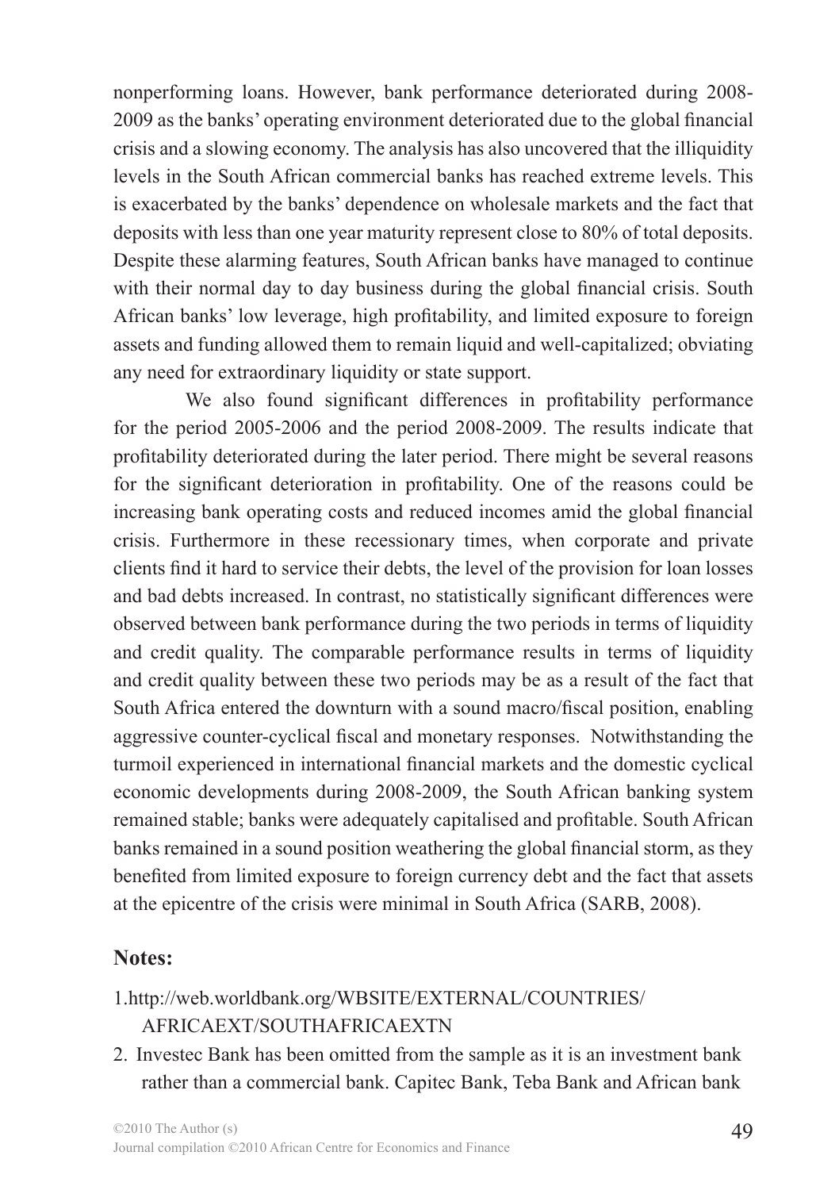nonperforming loans. However, bank performance deteriorated during 2008-2009 as the banks' operating environment deteriorated due to the global financial crisis and a slowing economy. The analysis has also uncovered that the illiquidity levels in the South African commercial banks has reached extreme levels. This is exacerbated by the banks' dependence on wholesale markets and the fact that deposits with less than one year maturity represent close to 80% of total deposits. Despite these alarming features, South African banks have managed to continue with their normal day to day business during the global financial crisis. South African banks' low leverage, high profitability, and limited exposure to foreign assets and funding allowed them to remain liquid and well-capitalized; obviating any need for extraordinary liquidity or state support.

We also found significant differences in profitability performance for the period 2005-2006 and the period 2008-2009. The results indicate that profitability deteriorated during the later period. There might be several reasons for the significant deterioration in profitability. One of the reasons could be increasing bank operating costs and reduced incomes amid the global financial crisis. Furthermore in these recessionary times, when corporate and private clients find it hard to service their debts, the level of the provision for loan losses and bad debts increased. In contrast, no statistically significant differences were observed between bank performance during the two periods in terms of liquidity and credit quality. The comparable performance results in terms of liquidity and credit quality between these two periods may be as a result of the fact that South Africa entered the downturn with a sound macro/fiscal position, enabling aggressive counter-cyclical fiscal and monetary responses. Notwithstanding the turmoil experienced in international financial markets and the domestic cyclical economic developments during 2008-2009, the South African banking system remained stable; banks were adequately capitalised and profitable. South African banks remained in a sound position weathering the global financial storm, as they benefited from limited exposure to foreign currency debt and the fact that assets at the epicentre of the crisis were minimal in South Africa (SARB, 2008).

## Notes:

1. http://web.worldbank.org/WBSITE/EXTERNAL/COUNTRIES/AFRICAEXT/SOUTHAFRICAEXTN
2. Investec Bank has been omitted from the sample as it is an investment bank rather than a commercial bank. Capitec Bank, Teba Bank and African bank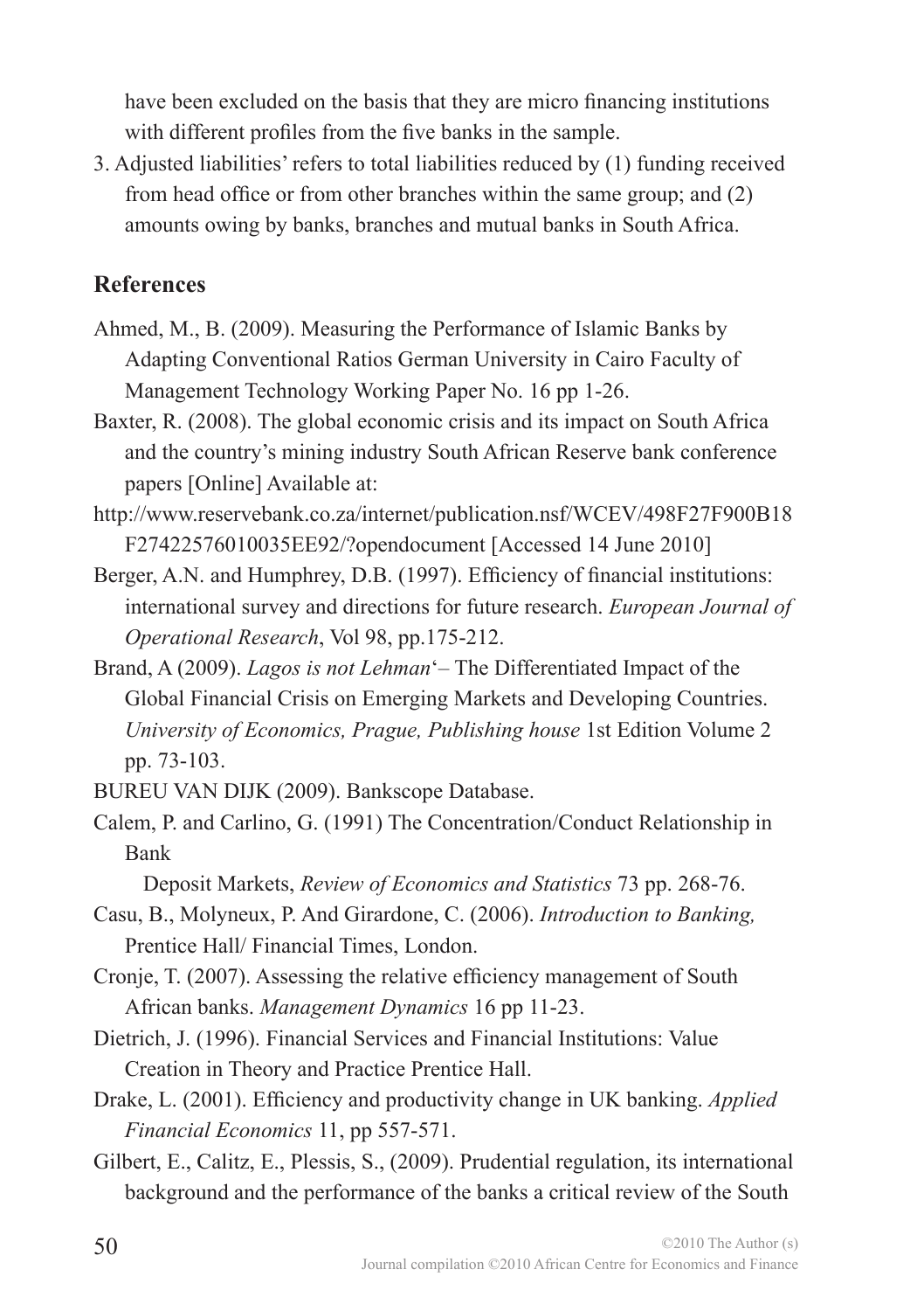have been excluded on the basis that they are micro financing institutions with different profiles from the five banks in the sample.

3. Adjusted liabilities' refers to total liabilities reduced by (1) funding received from head office or from other branches within the same group; and (2) amounts owing by banks, branches and mutual banks in South Africa.

## References

Ahmed, M., B. (2009). Measuring the Performance of Islamic Banks by Adapting Conventional Ratios German University in Cairo Faculty of Management Technology Working Paper No. 16 pp 1-26.

Baxter, R. (2008). The global economic crisis and its impact on South Africa and the country's mining industry South African Reserve bank conference papers [Online] Available at:
http://www.reservebank.co.za/internet/publication.nsf/WCEV/498F27F900B18F27422576010035EE92/?opendocument [Accessed 14 June 2010]

Berger, A.N. and Humphrey, D.B. (1997). Efficiency of financial institutions: international survey and directions for future research. *European Journal of Operational Research*, Vol 98, pp.175-212.

Brand, A (2009). *Lagos is not Lehman*'– The Differentiated Impact of the Global Financial Crisis on Emerging Markets and Developing Countries. *University of Economics, Prague, Publishing house* 1st Edition Volume 2 pp. 73-103.

BUREU VAN DIJK (2009). Bankscope Database.

Calem, P. and Carlino, G. (1991) The Concentration/Conduct Relationship in Bank
Deposit Markets, *Review of Economics and Statistics* 73 pp. 268-76.

Casu, B., Molyneux, P. And Girardone, C. (2006). *Introduction to Banking,* Prentice Hall/ Financial Times, London.

Cronje, T. (2007). Assessing the relative efficiency management of South African banks. *Management Dynamics* 16 pp 11-23.

Dietrich, J. (1996). Financial Services and Financial Institutions: Value Creation in Theory and Practice Prentice Hall.

Drake, L. (2001). Efficiency and productivity change in UK banking. *Applied Financial Economics* 11, pp 557-571.

Gilbert, E., Calitz, E., Plessis, S., (2009). Prudential regulation, its international background and the performance of the banks a critical review of the South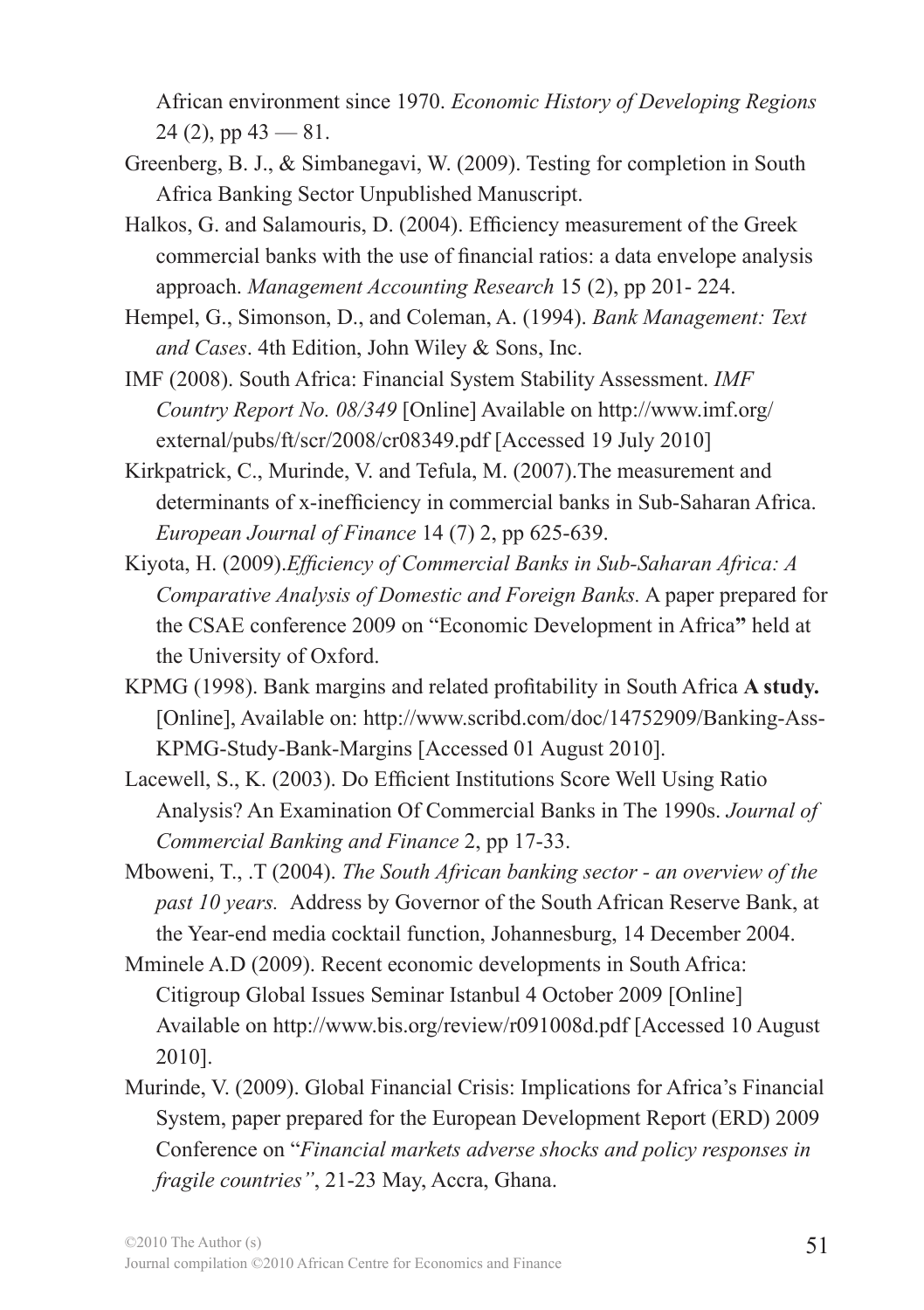African environment since 1970. *Economic History of Developing Regions* 24 (2), pp 43 — 81.

Greenberg, B. J., & Simbanegavi, W. (2009). Testing for completion in South Africa Banking Sector Unpublished Manuscript.

Halkos, G. and Salamouris, D. (2004). Efficiency measurement of the Greek commercial banks with the use of financial ratios: a data envelope analysis approach. *Management Accounting Research* 15 (2), pp 201- 224.

Hempel, G., Simonson, D., and Coleman, A. (1994). *Bank Management: Text and Cases*. 4th Edition, John Wiley & Sons, Inc.

IMF (2008). South Africa: Financial System Stability Assessment. *IMF Country Report No. 08/349* [Online] Available on http://www.imf.org/external/pubs/ft/scr/2008/cr08349.pdf [Accessed 19 July 2010]

Kirkpatrick, C., Murinde, V. and Tefula, M. (2007).The measurement and determinants of x-inefficiency in commercial banks in Sub-Saharan Africa. *European Journal of Finance* 14 (7) 2, pp 625-639.

Kiyota, H. (2009).*Efficiency of Commercial Banks in Sub-Saharan Africa: A Comparative Analysis of Domestic and Foreign Banks*. A paper prepared for the CSAE conference 2009 on "Economic Development in Africa**"** held at the University of Oxford.

KPMG (1998). Bank margins and related profitability in South Africa **A study.** [Online], Available on: http://www.scribd.com/doc/14752909/Banking-Ass-KPMG-Study-Bank-Margins [Accessed 01 August 2010].

Lacewell, S., K. (2003). Do Efficient Institutions Score Well Using Ratio Analysis? An Examination Of Commercial Banks in The 1990s. *Journal of Commercial Banking and Finance* 2, pp 17-33.

Mboweni, T., .T (2004). *The South African banking sector - an overview of the past 10 years.* Address by Governor of the South African Reserve Bank, at the Year-end media cocktail function, Johannesburg, 14 December 2004.

Mminele A.D (2009). Recent economic developments in South Africa: Citigroup Global Issues Seminar Istanbul 4 October 2009 [Online] Available on http://www.bis.org/review/r091008d.pdf [Accessed 10 August 2010].

Murinde, V. (2009). Global Financial Crisis: Implications for Africa's Financial System, paper prepared for the European Development Report (ERD) 2009 Conference on "*Financial markets adverse shocks and policy responses in fragile countries"*, 21-23 May, Accra, Ghana.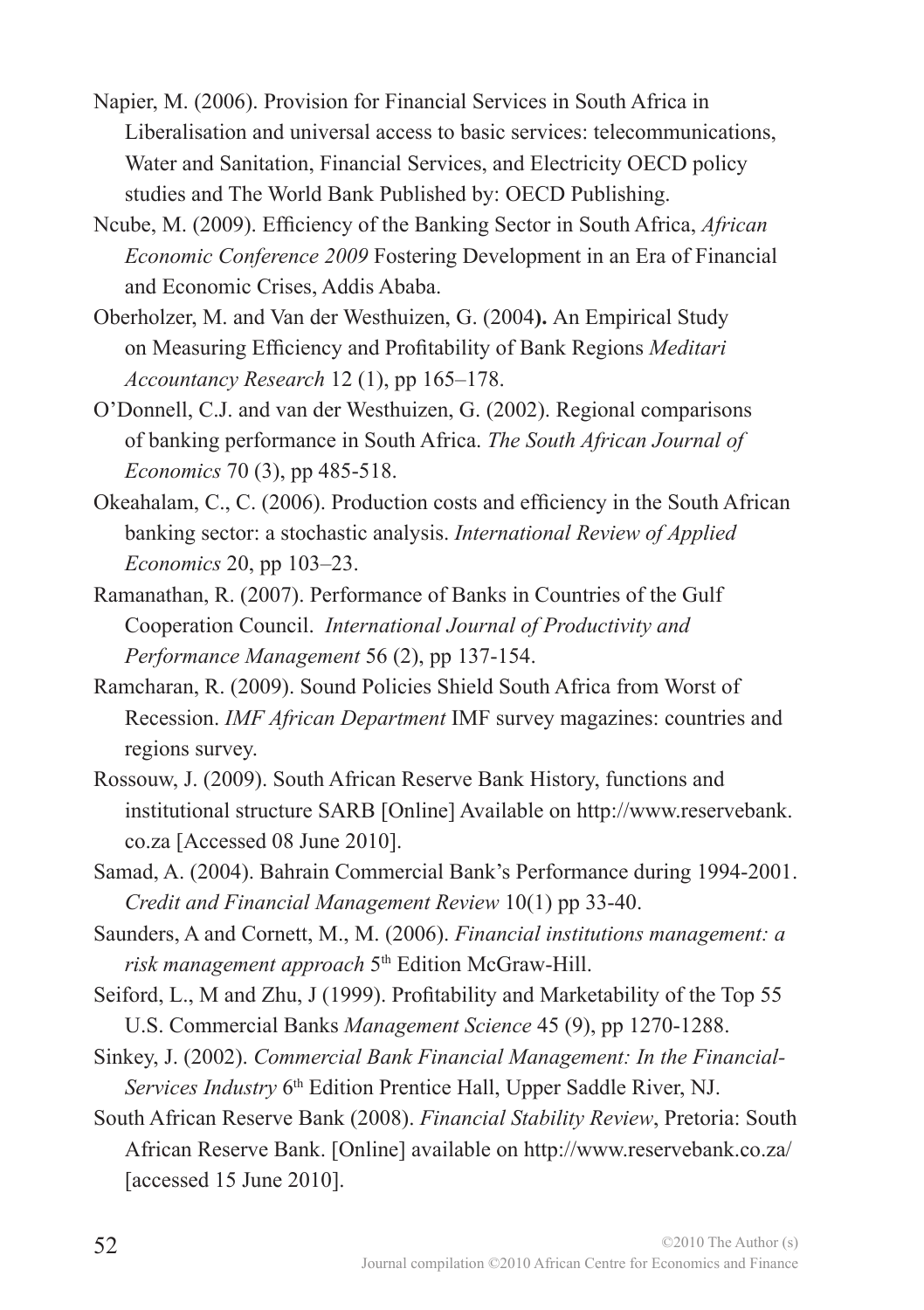Napier, M. (2006). Provision for Financial Services in South Africa in Liberalisation and universal access to basic services: telecommunications, Water and Sanitation, Financial Services, and Electricity OECD policy studies and The World Bank Published by: OECD Publishing.

Ncube, M. (2009). Efficiency of the Banking Sector in South Africa, *African Economic Conference 2009* Fostering Development in an Era of Financial and Economic Crises, Addis Ababa.

Oberholzer, M. and Van der Westhuizen, G. (2004**).** An Empirical Study on Measuring Efficiency and Profitability of Bank Regions *Meditari Accountancy Research* 12 (1), pp 165–178.

O'Donnell, C.J. and van der Westhuizen, G. (2002). Regional comparisons of banking performance in South Africa. *The South African Journal of Economics* 70 (3), pp 485-518.

Okeahalam, C., C. (2006). Production costs and efficiency in the South African banking sector: a stochastic analysis. *International Review of Applied Economics* 20, pp 103–23.

Ramanathan, R. (2007). Performance of Banks in Countries of the Gulf Cooperation Council. *International Journal of Productivity and Performance Management* 56 (2), pp 137-154.

Ramcharan, R. (2009). Sound Policies Shield South Africa from Worst of Recession. *IMF African Department* IMF survey magazines: countries and regions survey.

Rossouw, J. (2009). South African Reserve Bank History, functions and institutional structure SARB [Online] Available on http://www.reservebank.co.za [Accessed 08 June 2010].

Samad, A. (2004). Bahrain Commercial Bank's Performance during 1994-2001. *Credit and Financial Management Review* 10(1) pp 33-40.

Saunders, A and Cornett, M., M. (2006). *Financial institutions management: a risk management approach* 5th Edition McGraw-Hill.

Seiford, L., M and Zhu, J (1999). Profitability and Marketability of the Top 55 U.S. Commercial Banks *Management Science* 45 (9), pp 1270-1288.

Sinkey, J. (2002). *Commercial Bank Financial Management: In the Financial-Services Industry* 6th Edition Prentice Hall, Upper Saddle River, NJ.

South African Reserve Bank (2008). *Financial Stability Review*, Pretoria: South African Reserve Bank. [Online] available on http://www.reservebank.co.za/ [accessed 15 June 2010].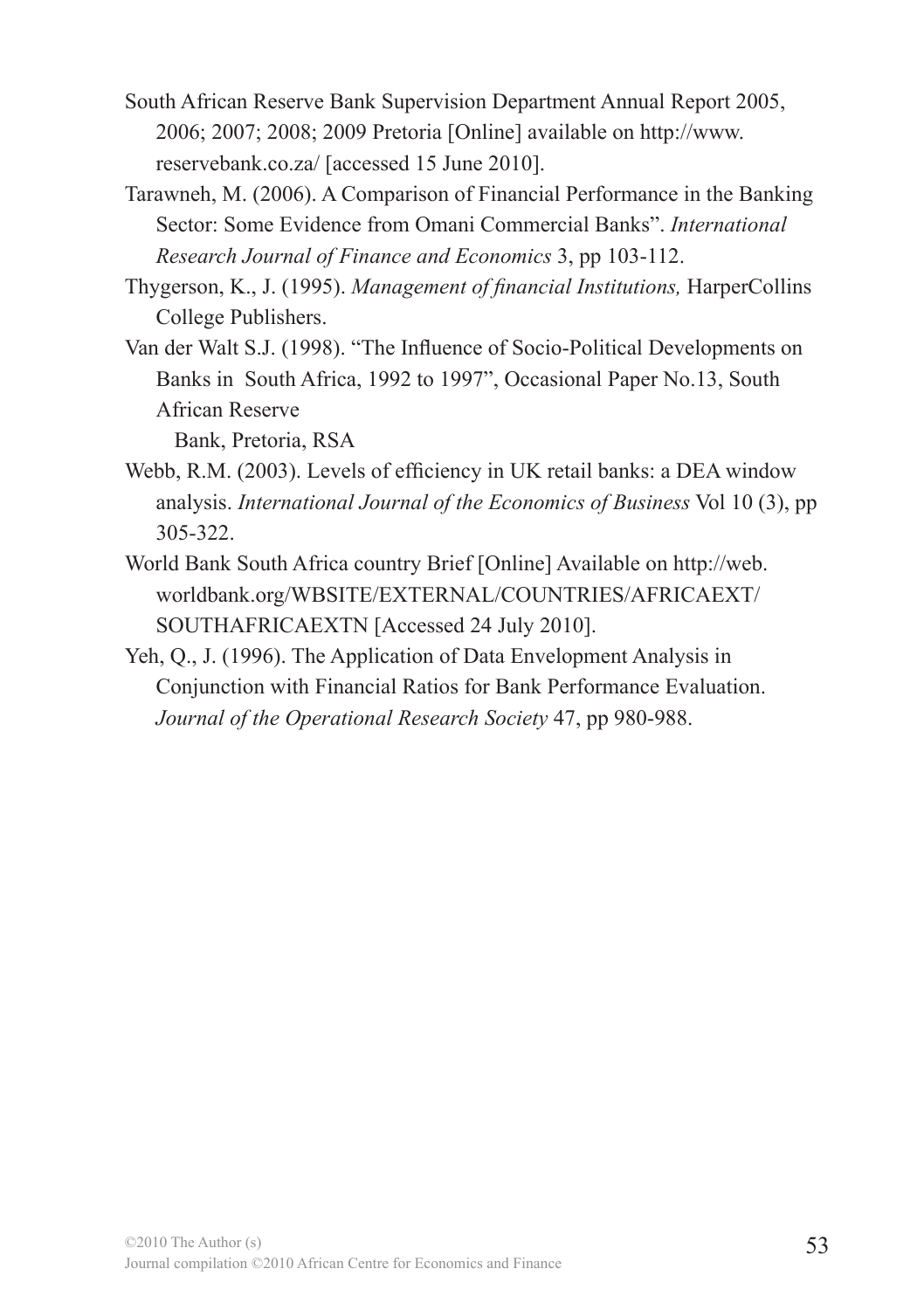South African Reserve Bank Supervision Department Annual Report 2005, 2006; 2007; 2008; 2009 Pretoria [Online] available on http://www.reservebank.co.za/ [accessed 15 June 2010].

Tarawneh, M. (2006). A Comparison of Financial Performance in the Banking Sector: Some Evidence from Omani Commercial Banks". *International Research Journal of Finance and Economics* 3, pp 103-112.

Thygerson, K., J. (1995). *Management of financial Institutions,* HarperCollins College Publishers.

Van der Walt S.J. (1998). "The Influence of Socio-Political Developments on Banks in South Africa, 1992 to 1997", Occasional Paper No.13, South African Reserve Bank, Pretoria, RSA

Webb, R.M. (2003). Levels of efficiency in UK retail banks: a DEA window analysis. *International Journal of the Economics of Business* Vol 10 (3), pp 305-322.

World Bank South Africa country Brief [Online] Available on http://web.worldbank.org/WBSITE/EXTERNAL/COUNTRIES/AFRICAEXT/SOUTHAFRICAEXTN [Accessed 24 July 2010].

Yeh, Q., J. (1996). The Application of Data Envelopment Analysis in Conjunction with Financial Ratios for Bank Performance Evaluation. *Journal of the Operational Research Society* 47, pp 980-988.